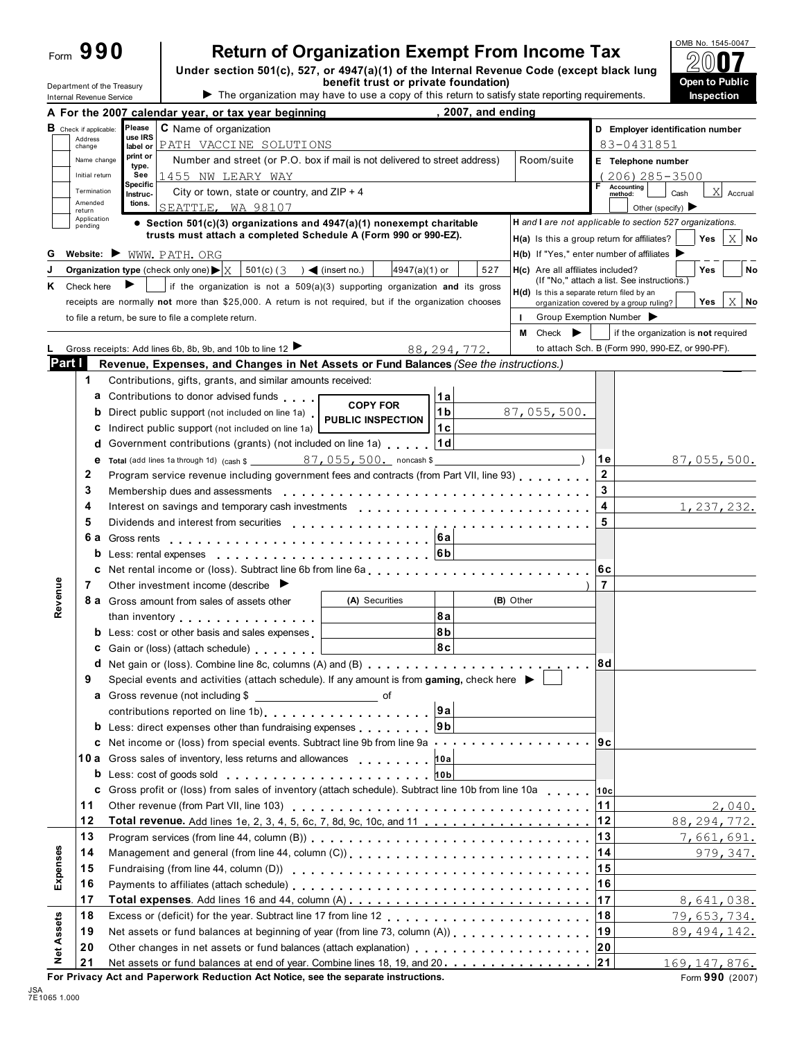Form **990**

# Return of Organization Exempt From Income Tax

**Under section 501(c), 527, or 4947(a)(1) of the Internal Revenue Code (except black lung benefit trust or private foundation)**

▶ The organization may have to use a copy of this return to satisfy state reporting requirements.

OMB No. 1545-0047

**2007**

**Open to Public Inspection**

Department of the Treasury
Internal Revenue Service

**A For the 2007 calendar year, or tax year beginning , 2007, and ending**

**B** Check if applicable: Address change / Name change / Initial return / Termination / Amended return / Application pending

Please use IRS label or print or type. See Specific Instructions.

**C** Name of organization: PATH VACCINE SOLUTIONS

Number and street (or P.O. box if mail is not delivered to street address): 1455 NW LEARY WAY | Room/suite

City or town, state or country, and ZIP + 4: SEATTLE, WA 98107

**D Employer identification number:** 83-0431851

**E Telephone number:** (206) 285-3500

**F** Accounting method: Cash / X Accrual / Other (specify) ▶

- **Section 501(c)(3) organizations and 4947(a)(1) nonexempt charitable trusts must attach a completed Schedule A (Form 990 or 990-EZ).**

**H and I are not applicable to section 527 organizations.**

**H(a)** Is this a group return for affiliates? Yes / X No

**H(b)** If "Yes," enter number of affiliates ▶

**H(c)** Are all affiliates included? Yes / No (If "No," attach a list. See instructions.)

**H(d)** Is this a separate return filed by an organization covered by a group ruling? Yes / X No

**I** Group Exemption Number ▶

**M** Check ▶ ☐ if the organization is **not** required to attach Sch. B (Form 990, 990-EZ, or 990-PF).

**G Website:** ▶ WWW.PATH.ORG

**J Organization type** (check only one) ▶ X 501(c) ( 3 ) ◀ (insert no.) ☐ 4947(a)(1) or ☐ 527

**K** Check here ▶ ☐ if the organization is not a 509(a)(3) supporting organization **and** its gross receipts are normally **not** more than $25,000. A return is not required, but if the organization chooses to file a return, be sure to file a complete return.

**L** Gross receipts: Add lines 6b, 8b, 9b, and 10b to line 12 ▶ 88,294,772.

## Part I — Revenue, Expenses, and Changes in Net Assets or Fund Balances *(See the instructions.)*

COPY FOR PUBLIC INSPECTION

| Line | Description | Sub-line | Sub-amount | Line ref | Amount |
|---|---|---|---|---|---|
| **Revenue** | | | | | |
| 1 | Contributions, gifts, grants, and similar amounts received: | | | | |
| a | Contributions to donor advised funds | 1a | | | |
| b | Direct public support (not included on line 1a) | 1b | 87,055,500. | | |
| c | Indirect public support (not included on line 1a) | 1c | | | |
| d | Government contributions (grants) (not included on line 1a) | 1d | | | |
| e | Total (add lines 1a through 1d) (cash $ 87,055,500. noncash $ ) | | | 1e | 87,055,500. |
| 2 | Program service revenue including government fees and contracts (from Part VII, line 93) | | | 2 | |
| 3 | Membership dues and assessments | | | 3 | |
| 4 | Interest on savings and temporary cash investments | | | 4 | 1,237,232. |
| 5 | Dividends and interest from securities | | | 5 | |
| 6a | Gross rents | 6a | | | |
| b | Less: rental expenses | 6b | | | |
| c | Net rental income or (loss). Subtract line 6b from line 6a | | | 6c | |
| 7 | Other investment income (describe ▶ ) | | | 7 | |
| 8a | Gross amount from sales of assets other than inventory — (A) Securities / (B) Other | 8a | | | |
| b | Less: cost or other basis and sales expenses | 8b | | | |
| c | Gain or (loss) (attach schedule) | 8c | | | |
| d | Net gain or (loss). Combine line 8c, columns (A) and (B) | | | 8d | |
| 9 | Special events and activities (attach schedule). If any amount is from **gaming**, check here ▶ ☐ | | | | |
| a | Gross revenue (not including $ of contributions reported on line 1b) | 9a | | | |
| b | Less: direct expenses other than fundraising expenses | 9b | | | |
| c | Net income or (loss) from special events. Subtract line 9b from line 9a | | | 9c | |
| 10a | Gross sales of inventory, less returns and allowances | 10a | | | |
| b | Less: cost of goods sold | 10b | | | |
| c | Gross profit or (loss) from sales of inventory (attach schedule). Subtract line 10b from line 10a | | | 10c | |
| 11 | Other revenue (from Part VII, line 103) | | | 11 | 2,040. |
| 12 | **Total revenue.** Add lines 1e, 2, 3, 4, 5, 6c, 7, 8d, 9c, 10c, and 11 | | | 12 | 88,294,772. |
| **Expenses** | | | | | |
| 13 | Program services (from line 44, column (B)) | | | 13 | 7,661,691. |
| 14 | Management and general (from line 44, column (C)) | | | 14 | 979,347. |
| 15 | Fundraising (from line 44, column (D)) | | | 15 | |
| 16 | Payments to affiliates (attach schedule) | | | 16 | |
| 17 | **Total expenses**. Add lines 16 and 44, column (A) | | | 17 | 8,641,038. |
| **Net Assets** | | | | | |
| 18 | Excess or (deficit) for the year. Subtract line 17 from line 12 | | | 18 | 79,653,734. |
| 19 | Net assets or fund balances at beginning of year (from line 73, column (A)) | | | 19 | 89,494,142. |
| 20 | Other changes in net assets or fund balances (attach explanation) | | | 20 | |
| 21 | Net assets or fund balances at end of year. Combine lines 18, 19, and 20 | | | 21 | 169,147,876. |

**For Privacy Act and Paperwork Reduction Act Notice, see the separate instructions.** Form **990** (2007)

JSA 7E1065 1.000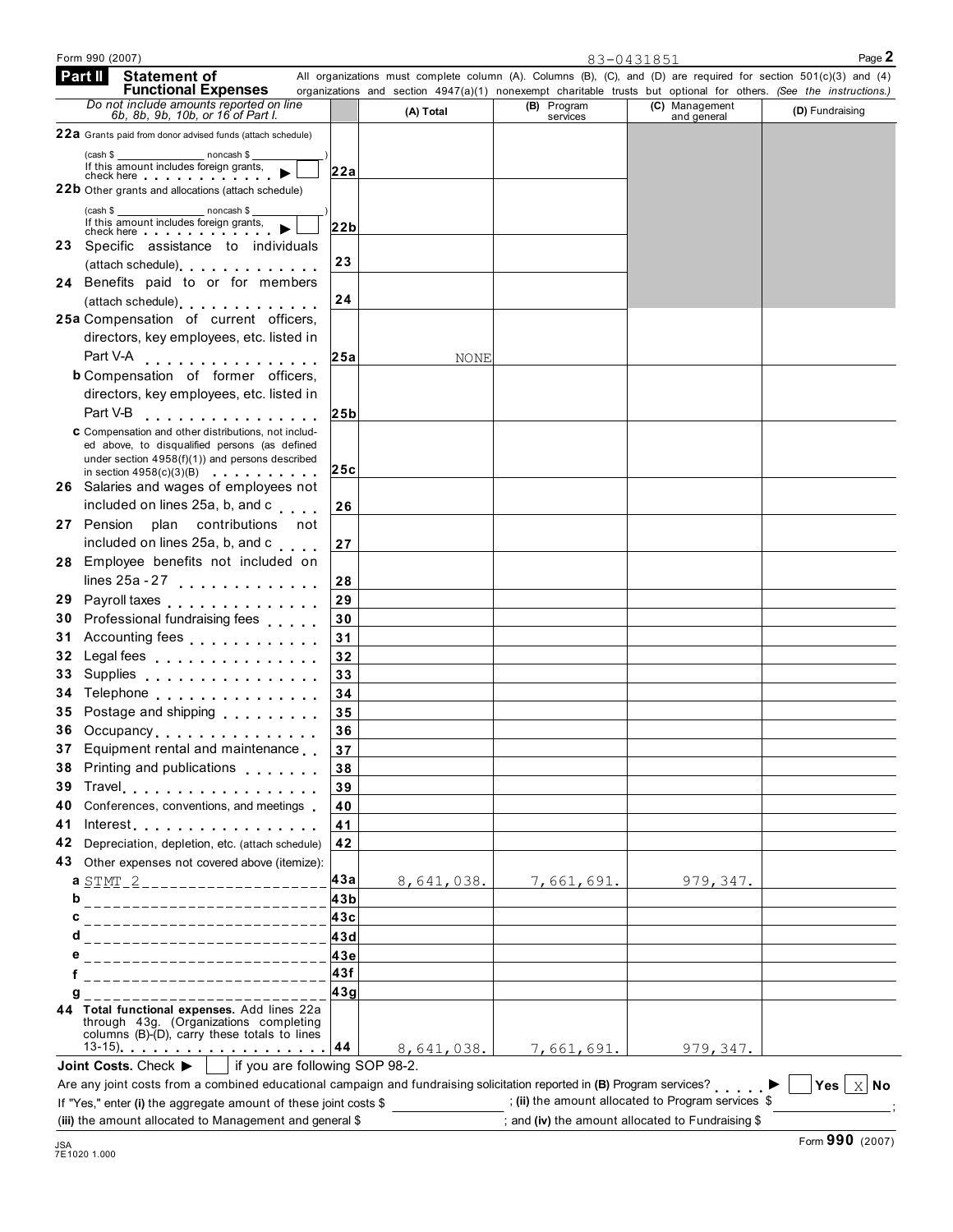Form 990 (2007) 83-0431851

## Part II Statement of Functional Expenses

All organizations must complete column (A). Columns (B), (C), and (D) are required for section 501(c)(3) and (4) organizations and section 4947(a)(1) nonexempt charitable trusts but optional for others. *(See the instructions.)*

| *Do not include amounts reported on line 6b, 8b, 9b, 10b, or 16 of Part I.* | | (A) Total | (B) Program services | (C) Management and general | (D) Fundraising |
|---|---|---|---|---|---|
| **22a** Grants paid from donor advised funds (attach schedule) (cash $ ____ noncash $ ____) If this amount includes foreign grants, check here ▶ ☐ | 22a | | | | |
| **22b** Other grants and allocations (attach schedule) (cash $ ____ noncash $ ____) If this amount includes foreign grants, check here ▶ ☐ | 22b | | | | |
| **23** Specific assistance to individuals (attach schedule) | 23 | | | | |
| **24** Benefits paid to or for members (attach schedule) | 24 | | | | |
| **25a** Compensation of current officers, directors, key employees, etc. listed in Part V-A | 25a | NONE | | | |
| **b** Compensation of former officers, directors, key employees, etc. listed in Part V-B | 25b | | | | |
| **c** Compensation and other distributions, not included above, to disqualified persons (as defined under section 4958(f)(1)) and persons described in section 4958(c)(3)(B) | 25c | | | | |
| **26** Salaries and wages of employees not included on lines 25a, b, and c | 26 | | | | |
| **27** Pension plan contributions not included on lines 25a, b, and c | 27 | | | | |
| **28** Employee benefits not included on lines 25a - 27 | 28 | | | | |
| **29** Payroll taxes | 29 | | | | |
| **30** Professional fundraising fees | 30 | | | | |
| **31** Accounting fees | 31 | | | | |
| **32** Legal fees | 32 | | | | |
| **33** Supplies | 33 | | | | |
| **34** Telephone | 34 | | | | |
| **35** Postage and shipping | 35 | | | | |
| **36** Occupancy | 36 | | | | |
| **37** Equipment rental and maintenance | 37 | | | | |
| **38** Printing and publications | 38 | | | | |
| **39** Travel | 39 | | | | |
| **40** Conferences, conventions, and meetings | 40 | | | | |
| **41** Interest | 41 | | | | |
| **42** Depreciation, depletion, etc. (attach schedule) | 42 | | | | |
| **43** Other expenses not covered above (itemize): | | | | | |
| **a** STMT 2 | 43a | 8,641,038. | 7,661,691. | 979,347. | |
| **b** | 43b | | | | |
| **c** | 43c | | | | |
| **d** | 43d | | | | |
| **e** | 43e | | | | |
| **f** | 43f | | | | |
| **g** | 43g | | | | |
| **44 Total functional expenses.** Add lines 22a through 43g. (Organizations completing columns (B)-(D), carry these totals to lines 13-15) | 44 | 8,641,038. | 7,661,691. | 979,347. | |

**Joint Costs.** Check ▶ ☐ if you are following SOP 98-2.

Are any joint costs from a combined educational campaign and fundraising solicitation reported in **(B)** Program services? ▶ ☐ **Yes** ☒ **No**

If "Yes," enter **(i)** the aggregate amount of these joint costs $ ____ ; **(ii)** the amount allocated to Program services $ ____ ;

**(iii)** the amount allocated to Management and general $ ____ ; and **(iv)** the amount allocated to Fundraising $ ____

JSA 7E1020 1.000

Form **990** (2007)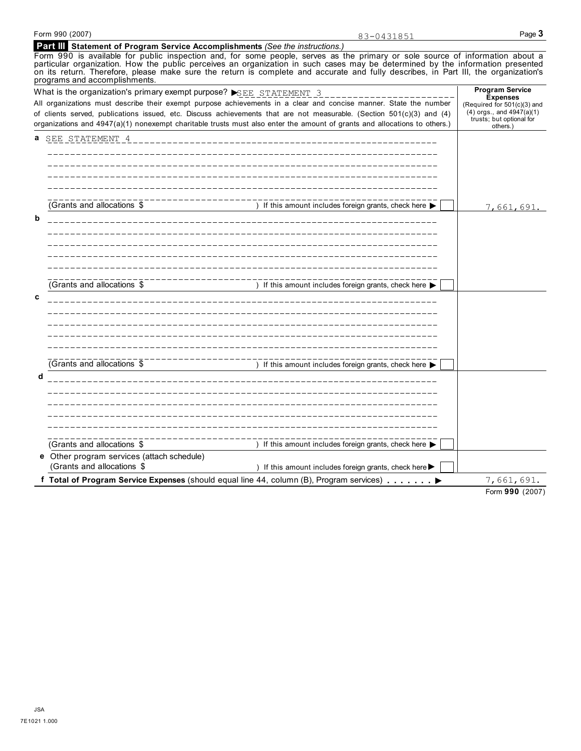Form 990 (2007) 83-0431851

**Part III Statement of Program Service Accomplishments** *(See the instructions.)*

Form 990 is available for public inspection and, for some people, serves as the primary or sole source of information about a particular organization. How the public perceives an organization in such cases may be determined by the information presented on its return. Therefore, please make sure the return is complete and accurate and fully describes, in Part III, the organization's programs and accomplishments.

| What is the organization's primary exempt purpose? ▶ SEE STATEMENT 3<br>All organizations must describe their exempt purpose achievements in a clear and concise manner. State the number of clients served, publications issued, etc. Discuss achievements that are not measurable. (Section 501(c)(3) and (4) organizations and 4947(a)(1) nonexempt charitable trusts must also enter the amount of grants and allocations to others.) | **Program Service Expenses** (Required for 501(c)(3) and (4) orgs., and 4947(a)(1) trusts; but optional for others.) |
|---|---|
| **a** SEE STATEMENT 4<br>(Grants and allocations $ ) If this amount includes foreign grants, check here ▶ ☐ | 7,661,691. |
| **b**<br>(Grants and allocations $ ) If this amount includes foreign grants, check here ▶ ☐ | |
| **c**<br>(Grants and allocations $ ) If this amount includes foreign grants, check here ▶ ☐ | |
| **d**<br>(Grants and allocations $ ) If this amount includes foreign grants, check here ▶ ☐ | |
| **e** Other program services (attach schedule)<br>(Grants and allocations $ ) If this amount includes foreign grants, check here ▶ ☐ | |
| **f Total of Program Service Expenses** (should equal line 44, column (B), Program services) ▶ | 7,661,691. |

Form **990** (2007)

JSA
7E1021 1.000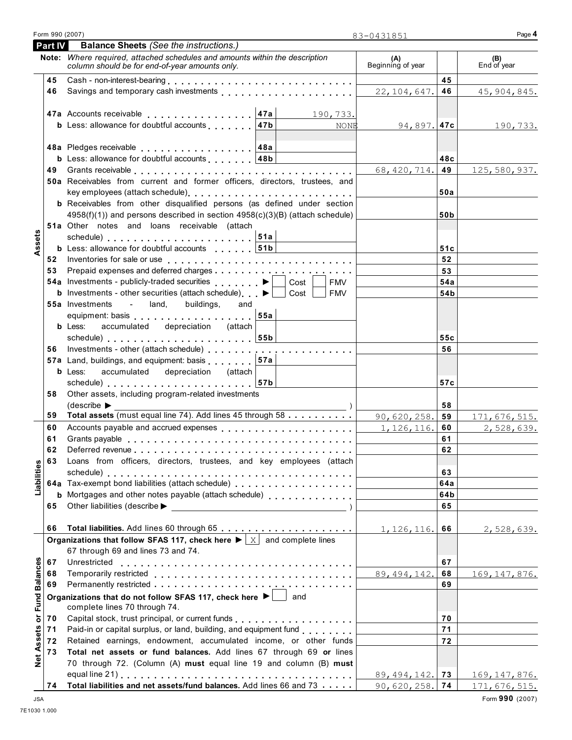Form 990 (2007) 83-0431851

## Part IV Balance Sheets *(See the instructions.)*

**Note:** *Where required, attached schedules and amounts within the description column should be for end-of-year amounts only.*

| | | | | (A) Beginning of year | | (B) End of year |
|---|---|---|---|---|---|---|
| **Assets** | 45 | Cash - non-interest-bearing | | | 45 | |
| | 46 | Savings and temporary cash investments | | 22,104,647. | 46 | 45,904,845. |
| | 47a | Accounts receivable | 47a 190,733. | | | |
| | b | Less: allowance for doubtful accounts | 47b NONE | 94,897. | 47c | 190,733. |
| | 48a | Pledges receivable | 48a | | | |
| | b | Less: allowance for doubtful accounts | 48b | | 48c | |
| | 49 | Grants receivable | | 68,420,714. | 49 | 125,580,937. |
| | 50a | Receivables from current and former officers, directors, trustees, and key employees (attach schedule) | | | 50a | |
| | b | Receivables from other disqualified persons (as defined under section 4958(f)(1)) and persons described in section 4958(c)(3)(B) (attach schedule) | | | 50b | |
| | 51a | Other notes and loans receivable (attach schedule) | 51a | | | |
| | b | Less: allowance for doubtful accounts | 51b | | 51c | |
| | 52 | Inventories for sale or use | | | 52 | |
| | 53 | Prepaid expenses and deferred charges | | | 53 | |
| | 54a | Investments - publicly-traded securities ▶ ☐ Cost ☐ FMV | | | 54a | |
| | b | Investments - other securities (attach schedule) ▶ ☐ Cost ☐ FMV | | | 54b | |
| | 55a | Investments - land, buildings, and equipment: basis | 55a | | | |
| | b | Less: accumulated depreciation (attach schedule) | 55b | | 55c | |
| | 56 | Investments - other (attach schedule) | | | 56 | |
| | 57a | Land, buildings, and equipment: basis | 57a | | | |
| | b | Less: accumulated depreciation (attach schedule) | 57b | | 57c | |
| | 58 | Other assets, including program-related investments (describe ▶ ) | | | 58 | |
| | 59 | **Total assets** (must equal line 74). Add lines 45 through 58 | | 90,620,258. | 59 | 171,676,515. |
| **Liabilities** | 60 | Accounts payable and accrued expenses | | 1,126,116. | 60 | 2,528,639. |
| | 61 | Grants payable | | | 61 | |
| | 62 | Deferred revenue | | | 62 | |
| | 63 | Loans from officers, directors, trustees, and key employees (attach schedule) | | | 63 | |
| | 64a | Tax-exempt bond liabilities (attach schedule) | | | 64a | |
| | b | Mortgages and other notes payable (attach schedule) | | | 64b | |
| | 65 | Other liabilities (describe ▶ ) | | | 65 | |
| | 66 | **Total liabilities.** Add lines 60 through 65 | | 1,126,116. | 66 | 2,528,639. |
| **Net Assets or Fund Balances** | | **Organizations that follow SFAS 117, check here** ▶ ☒ and complete lines 67 through 69 and lines 73 and 74. | | | | |
| | 67 | Unrestricted | | | 67 | |
| | 68 | Temporarily restricted | | 89,494,142. | 68 | 169,147,876. |
| | 69 | Permanently restricted | | | 69 | |
| | | **Organizations that do not follow SFAS 117, check here** ▶ ☐ and complete lines 70 through 74. | | | | |
| | 70 | Capital stock, trust principal, or current funds | | | 70 | |
| | 71 | Paid-in or capital surplus, or land, building, and equipment fund | | | 71 | |
| | 72 | Retained earnings, endowment, accumulated income, or other funds | | | 72 | |
| | 73 | **Total net assets or fund balances.** Add lines 67 through 69 **or** lines 70 through 72. (Column (A) **must** equal line 19 and column (B) **must** equal line 21) | | 89,494,142. | 73 | 169,147,876. |
| | 74 | **Total liabilities and net assets/fund balances.** Add lines 66 and 73 | | 90,620,258. | 74 | 171,676,515. |

JSA
7E1030 1.000

Form **990** (2007)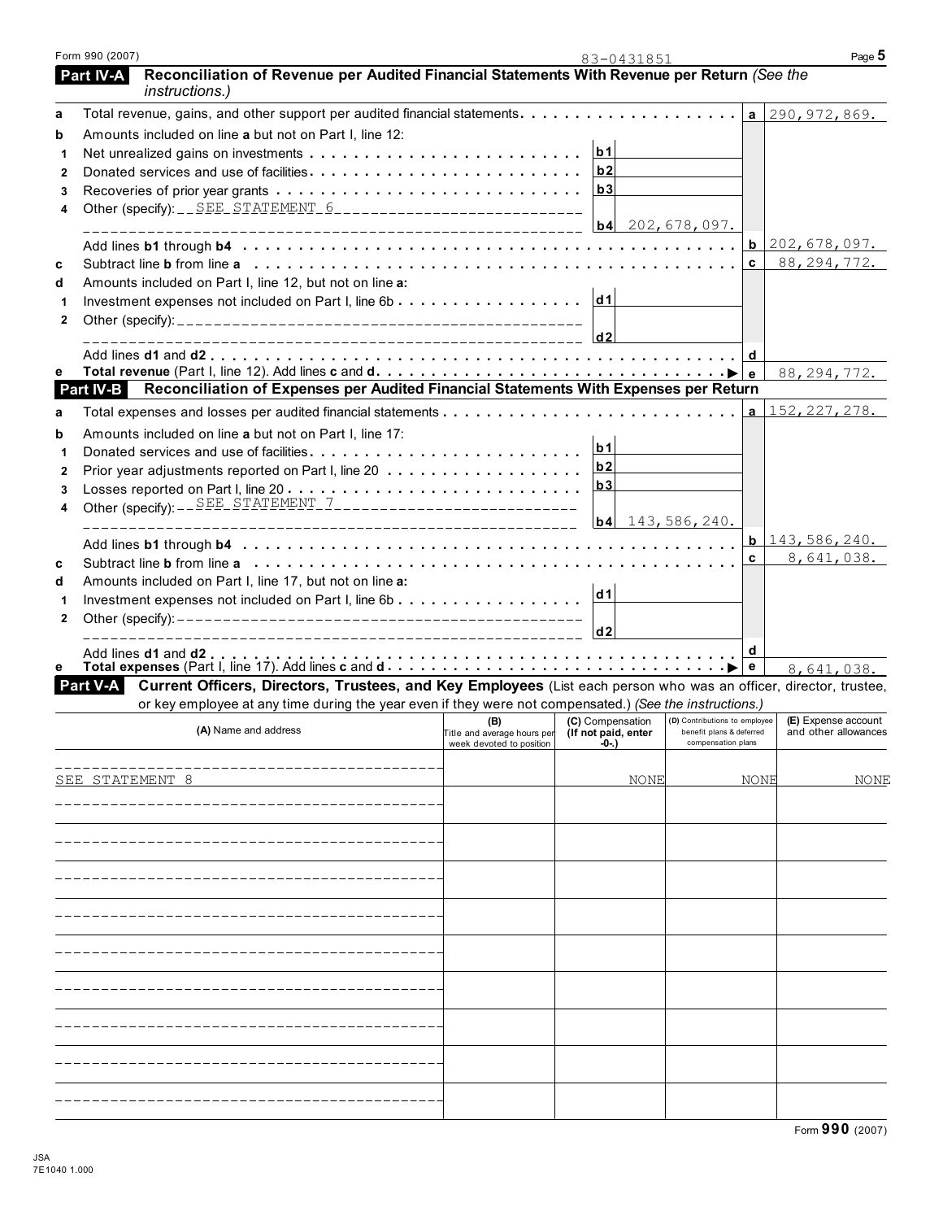Form 990 (2007) 83-0431851

## Part IV-A Reconciliation of Revenue per Audited Financial Statements With Revenue per Return *(See the instructions.)*

| | | | | | |
|---|---|---|---|---|---|
| **a** | Total revenue, gains, and other support per audited financial statements | | | **a** | 290,972,869. |
| **b** | Amounts included on line **a** but not on Part I, line 12: | | | | |
| 1 | Net unrealized gains on investments | **b1** | | | |
| 2 | Donated services and use of facilities | **b2** | | | |
| 3 | Recoveries of prior year grants | **b3** | | | |
| 4 | Other (specify): SEE STATEMENT 6 | **b4** | 202,678,097. | | |
| | Add lines **b1** through **b4** | | | **b** | 202,678,097. |
| **c** | Subtract line **b** from line **a** | | | **c** | 88,294,772. |
| **d** | Amounts included on Part I, line 12, but not on line **a:** | | | | |
| 1 | Investment expenses not included on Part I, line 6b | **d1** | | | |
| 2 | Other (specify): | **d2** | | | |
| | Add lines **d1** and **d2** | | | **d** | |
| **e** | **Total revenue** (Part I, line 12). Add lines **c** and **d** | | | **e** | 88,294,772. |

## Part IV-B Reconciliation of Expenses per Audited Financial Statements With Expenses per Return

| | | | | | |
|---|---|---|---|---|---|
| **a** | Total expenses and losses per audited financial statements | | | **a** | 152,227,278. |
| **b** | Amounts included on line **a** but not on Part I, line 17: | | | | |
| 1 | Donated services and use of facilities | **b1** | | | |
| 2 | Prior year adjustments reported on Part I, line 20 | **b2** | | | |
| 3 | Losses reported on Part I, line 20 | **b3** | | | |
| 4 | Other (specify): SEE STATEMENT 7 | **b4** | 143,586,240. | | |
| | Add lines **b1** through **b4** | | | **b** | 143,586,240. |
| **c** | Subtract line **b** from line **a** | | | **c** | 8,641,038. |
| **d** | Amounts included on Part I, line 17, but not on line **a:** | | | | |
| 1 | Investment expenses not included on Part I, line 6b | **d1** | | | |
| 2 | Other (specify): | **d2** | | | |
| | Add lines **d1** and **d2** | | | **d** | |
| **e** | **Total expenses** (Part I, line 17). Add lines **c** and **d** | | | **e** | 8,641,038. |

## Part V-A Current Officers, Directors, Trustees, and Key Employees

(List each person who was an officer, director, trustee, or key employee at any time during the year even if they were not compensated.) *(See the instructions.)*

| (A) Name and address | (B) Title and average hours per week devoted to position | (C) Compensation (If not paid, enter -0-.) | (D) Contributions to employee benefit plans & deferred compensation plans | (E) Expense account and other allowances |
|---|---|---|---|---|
| SEE STATEMENT 8 | | NONE | NONE | NONE |
| | | | | |
| | | | | |
| | | | | |
| | | | | |
| | | | | |
| | | | | |
| | | | | |
| | | | | |

Form **990** (2007)

JSA 7E1040 1.000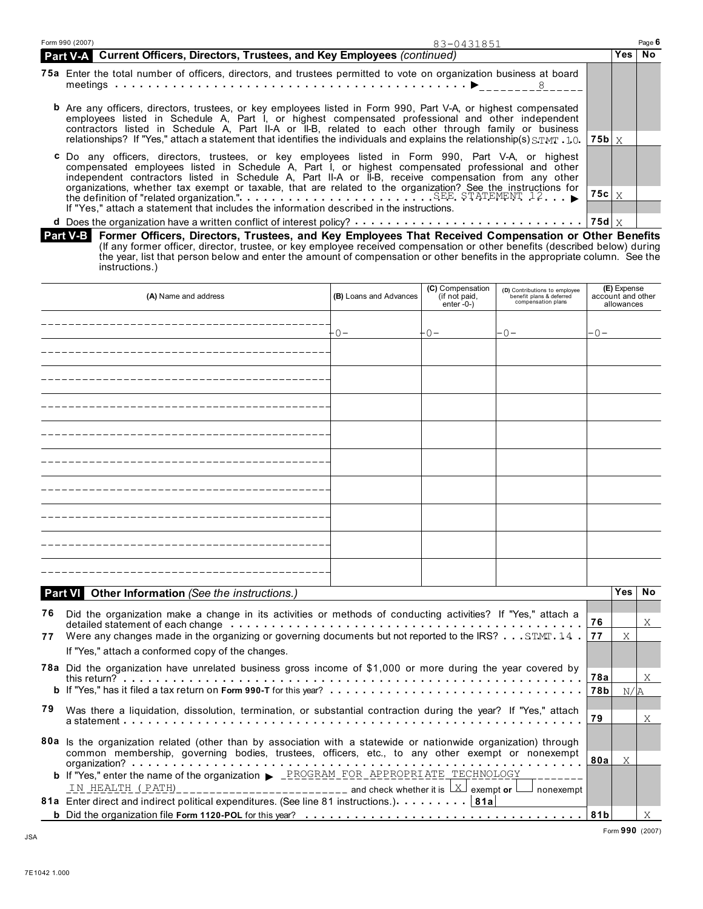Form 990 (2007) 83-0431851 Page **6**

## Part V-A Current Officers, Directors, Trustees, and Key Employees *(continued)*

| | | | Yes | No |
|---|---|---|---|---|
| **75a** | Enter the total number of officers, directors, and trustees permitted to vote on organization business at board meetings ▶ 8 | | | |
| **b** | Are any officers, directors, trustees, or key employees listed in Form 990, Part V-A, or highest compensated employees listed in Schedule A, Part I, or highest compensated professional and other independent contractors listed in Schedule A, Part II-A or II-B, related to each other through family or business relationships? If "Yes," attach a statement that identifies the individuals and explains the relationship(s) STMT. 10 | **75b** | X | |
| **c** | Do any officers, directors, trustees, or key employees listed in Form 990, Part V-A, or highest compensated employees listed in Schedule A, Part I, or highest compensated professional and other independent contractors listed in Schedule A, Part II-A or II-B, receive compensation from any other organizations, whether tax exempt or taxable, that are related to the organization? See the instructions for the definition of "related organization." SEE STATEMENT 12 ▶ If "Yes," attach a statement that includes the information described in the instructions. | **75c** | X | |
| **d** | Does the organization have a written conflict of interest policy? | **75d** | X | |

## Part V-B Former Officers, Directors, Trustees, and Key Employees That Received Compensation or Other Benefits

(If any former officer, director, trustee, or key employee received compensation or other benefits (described below) during the year, list that person below and enter the amount of compensation or other benefits in the appropriate column. See the instructions.)

| (A) Name and address | (B) Loans and Advances | (C) Compensation (if not paid, enter -0-) | (D) Contributions to employee benefit plans & deferred compensation plans | (E) Expense account and other allowances |
|---|---|---|---|---|
| | -0- | -0- | -0- | -0- |

## Part VI Other Information *(See the instructions.)*

| | | | Yes | No |
|---|---|---|---|---|
| **76** | Did the organization make a change in its activities or methods of conducting activities? If "Yes," attach a detailed statement of each change | **76** | | X |
| **77** | Were any changes made in the organizing or governing documents but not reported to the IRS? STMT. 14 If "Yes," attach a conformed copy of the changes. | **77** | X | |
| **78a** | Did the organization have unrelated business gross income of $1,000 or more during the year covered by this return? | **78a** | | X |
| **b** | If "Yes," has it filed a tax return on **Form 990-T** for this year? | **78b** | N/A | |
| **79** | Was there a liquidation, dissolution, termination, or substantial contraction during the year? If "Yes," attach a statement | **79** | | X |
| **80a** | Is the organization related (other than by association with a statewide or nationwide organization) through common membership, governing bodies, trustees, officers, etc., to any other exempt or nonexempt organization? | **80a** | X | |
| **b** | If "Yes," enter the name of the organization ▶ PROGRAM FOR APPROPRIATE TECHNOLOGY IN HEALTH (PATH) and check whether it is [X] exempt **or** [ ] nonexempt | | | |
| **81a** | Enter direct and indirect political expenditures. (See line 81 instructions.) **81a** | | | |
| **b** | Did the organization file **Form 1120-POL** for this year? | **81b** | | X |

Form **990** (2007)

JSA

7E1042 1.000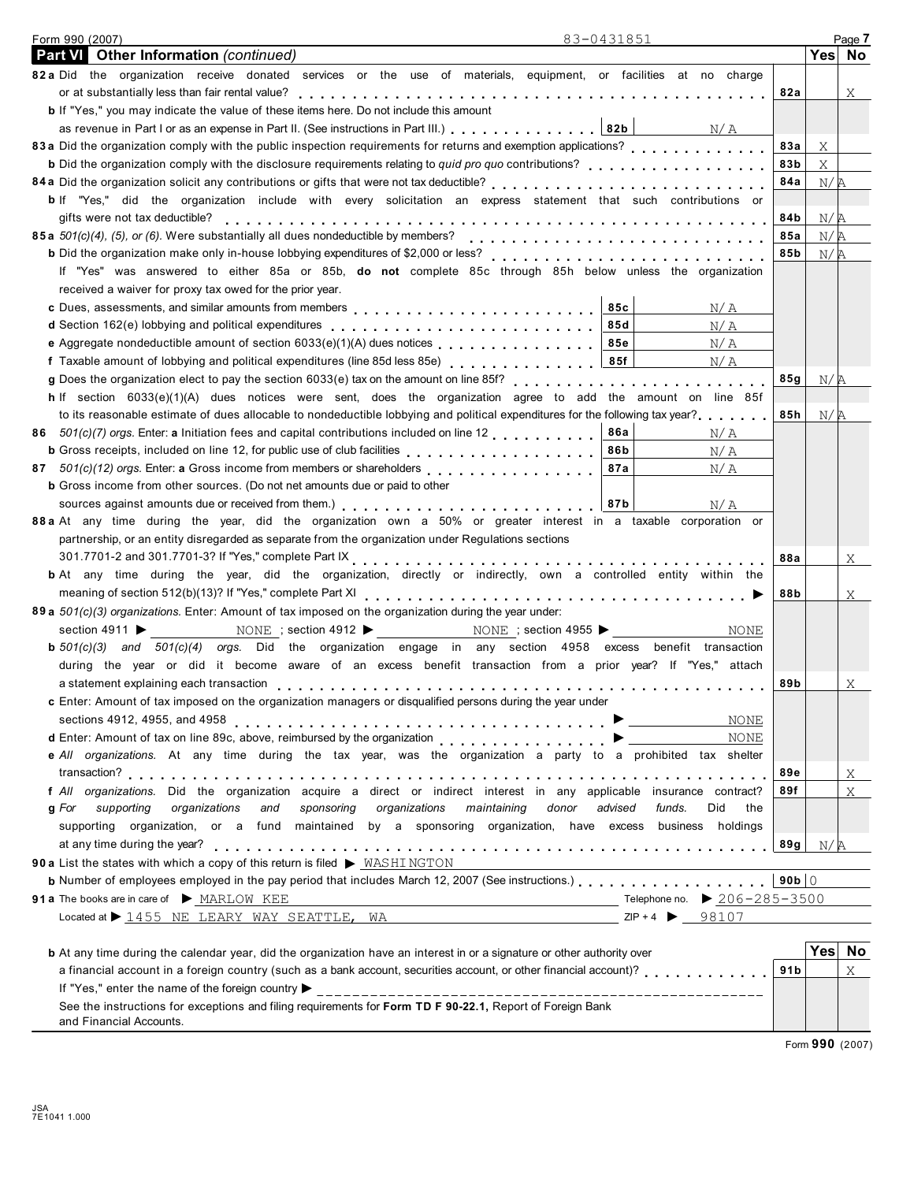Form 990 (2007) 83-0431851

## Part VI Other Information *(continued)*

| | | | Yes | No |
|---|---|---|---|---|
| **82a** | Did the organization receive donated services or the use of materials, equipment, or facilities at no charge or at substantially less than fair rental value? | 82a | | X |
| **b** | If "Yes," you may indicate the value of these items here. Do not include this amount as revenue in Part I or as an expense in Part II. (See instructions in Part III.) **82b** N/A | | | |
| **83a** | Did the organization comply with the public inspection requirements for returns and exemption applications? | 83a | X | |
| **b** | Did the organization comply with the disclosure requirements relating to *quid pro quo* contributions? | 83b | X | |
| **84a** | Did the organization solicit any contributions or gifts that were not tax deductible? | 84a | N/A | |
| **b** | If "Yes," did the organization include with every solicitation an express statement that such contributions or gifts were not tax deductible? | 84b | N/A | |
| **85a** | *501(c)(4), (5), or (6).* Were substantially all dues nondeductible by members? | 85a | N/A | |
| **b** | Did the organization make only in-house lobbying expenditures of $2,000 or less? | 85b | N/A | |
| | If "Yes" was answered to either 85a or 85b, **do not** complete 85c through 85h below unless the organization received a waiver for proxy tax owed for the prior year. | | | |
| **c** | Dues, assessments, and similar amounts from members **85c** N/A | | | |
| **d** | Section 162(e) lobbying and political expenditures **85d** N/A | | | |
| **e** | Aggregate nondeductible amount of section 6033(e)(1)(A) dues notices **85e** N/A | | | |
| **f** | Taxable amount of lobbying and political expenditures (line 85d less 85e) **85f** N/A | | | |
| **g** | Does the organization elect to pay the section 6033(e) tax on the amount on line 85f? | 85g | N/A | |
| **h** | If section 6033(e)(1)(A) dues notices were sent, does the organization agree to add the amount on line 85f to its reasonable estimate of dues allocable to nondeductible lobbying and political expenditures for the following tax year? | 85h | N/A | |
| **86** | *501(c)(7) orgs.* Enter: **a** Initiation fees and capital contributions included on line 12 **86a** N/A | | | |
| **b** | Gross receipts, included on line 12, for public use of club facilities **86b** N/A | | | |
| **87** | *501(c)(12) orgs.* Enter: **a** Gross income from members or shareholders **87a** N/A | | | |
| **b** | Gross income from other sources. (Do not net amounts due or paid to other sources against amounts due or received from them.) **87b** N/A | | | |
| **88a** | At any time during the year, did the organization own a 50% or greater interest in a taxable corporation or partnership, or an entity disregarded as separate from the organization under Regulations sections 301.7701-2 and 301.7701-3? If "Yes," complete Part IX | 88a | | X |
| **b** | At any time during the year, did the organization, directly or indirectly, own a controlled entity within the meaning of section 512(b)(13)? If "Yes," complete Part XI | 88b | | X |
| **89a** | *501(c)(3) organizations.* Enter: Amount of tax imposed on the organization during the year under: section 4911 ▶ NONE ; section 4912 ▶ NONE ; section 4955 ▶ NONE | | | |
| **b** | *501(c)(3) and 501(c)(4) orgs.* Did the organization engage in any section 4958 excess benefit transaction during the year or did it become aware of an excess benefit transaction from a prior year? If "Yes," attach a statement explaining each transaction | 89b | | X |
| **c** | Enter: Amount of tax imposed on the organization managers or disqualified persons during the year under sections 4912, 4955, and 4958 ▶ NONE | | | |
| **d** | Enter: Amount of tax on line 89c, above, reimbursed by the organization ▶ NONE | | | |
| **e** | *All organizations.* At any time during the tax year, was the organization a party to a prohibited tax shelter transaction? | 89e | | X |
| **f** | *All organizations.* Did the organization acquire a direct or indirect interest in any applicable insurance contract? | 89f | | X |
| **g** | *For supporting organizations and sponsoring organizations maintaining donor advised funds.* Did the supporting organization, or a fund maintained by a sponsoring organization, have excess business holdings at any time during the year? | 89g | N/A | |
| **90a** | List the states with which a copy of this return is filed ▶ WASHINGTON | | | |
| **b** | Number of employees employed in the pay period that includes March 12, 2007 (See instructions.) | 90b | 0 | |
| **91a** | The books are in care of ▶ MARLOW KEE Telephone no. ▶ 206-285-3500 | | | |
| | Located at ▶ 1455 NE LEARY WAY SEATTLE, WA ZIP + 4 ▶ 98107 | | | |
| **b** | At any time during the calendar year, did the organization have an interest in or a signature or other authority over a financial account in a foreign country (such as a bank account, securities account, or other financial account)? | 91b | | X |
| | If "Yes," enter the name of the foreign country ▶ | | | |
| | See the instructions for exceptions and filing requirements for **Form TD F 90-22.1,** Report of Foreign Bank and Financial Accounts. | | | |

Form **990** (2007)

JSA 7E1041 1.000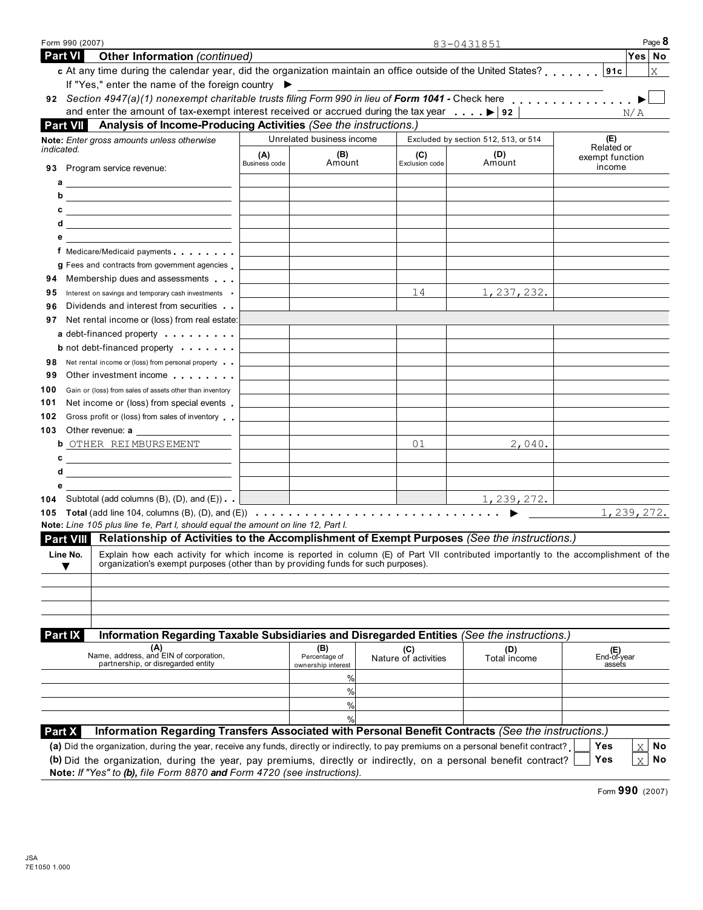Form 990 (2007) 83-0431851 Page 8

## Part VI Other Information *(continued)*

| | Yes | No |
|---|---|---|
| **c** At any time during the calendar year, did the organization maintain an office outside of the United States? **91c** | | X |

If "Yes," enter the name of the foreign country ▶

**92** *Section 4947(a)(1) nonexempt charitable trusts filing Form 990 in lieu of* ***Form 1041*** *-* Check here ▶ ☐
and enter the amount of tax-exempt interest received or accrued during the tax year ▶ **92** N/A

## Part VII Analysis of Income-Producing Activities *(See the instructions.)*

| **Note:** *Enter gross amounts unless otherwise indicated.* | Unrelated business income | | Excluded by section 512, 513, or 514 | | (E) Related or exempt function income |
|---|---|---|---|---|---|
| | (A) Business code | (B) Amount | (C) Exclusion code | (D) Amount | |
| **93** Program service revenue: | | | | | |
| a | | | | | |
| b | | | | | |
| c | | | | | |
| d | | | | | |
| e | | | | | |
| f Medicare/Medicaid payments | | | | | |
| g Fees and contracts from government agencies | | | | | |
| **94** Membership dues and assessments | | | | | |
| **95** Interest on savings and temporary cash investments | | | 14 | 1,237,232. | |
| **96** Dividends and interest from securities | | | | | |
| **97** Net rental income or (loss) from real estate: | | | | | |
| a debt-financed property | | | | | |
| b not debt-financed property | | | | | |
| **98** Net rental income or (loss) from personal property | | | | | |
| **99** Other investment income | | | | | |
| **100** Gain or (loss) from sales of assets other than inventory | | | | | |
| **101** Net income or (loss) from special events | | | | | |
| **102** Gross profit or (loss) from sales of inventory | | | | | |
| **103** Other revenue: a | | | | | |
| b OTHER REIMBURSEMENT | | | 01 | 2,040. | |
| c | | | | | |
| d | | | | | |
| e | | | | | |
| **104** Subtotal (add columns (B), (D), and (E)) | | | | 1,239,272. | |

**105 Total** (add line 104, columns (B), (D), and (E)) ▶ 1,239,272.

**Note:** *Line 105 plus line 1e, Part I, should equal the amount on line 12, Part I.*

## Part VIII Relationship of Activities to the Accomplishment of Exempt Purposes *(See the instructions.)*

| Line No. ▼ | Explain how each activity for which income is reported in column (E) of Part VII contributed importantly to the accomplishment of the organization's exempt purposes (other than by providing funds for such purposes). |
|---|---|
| | |

## Part IX Information Regarding Taxable Subsidiaries and Disregarded Entities *(See the instructions.)*

| (A) Name, address, and EIN of corporation, partnership, or disregarded entity | (B) Percentage of ownership interest | (C) Nature of activities | (D) Total income | (E) End-of-year assets |
|---|---|---|---|---|
| | % | | | |
| | % | | | |
| | % | | | |
| | % | | | |

## Part X Information Regarding Transfers Associated with Personal Benefit Contracts *(See the instructions.)*

**(a)** Did the organization, during the year, receive any funds, directly or indirectly, to pay premiums on a personal benefit contract? ☐ Yes ☒ No

**(b)** Did the organization, during the year, pay premiums, directly or indirectly, on a personal benefit contract? ☐ Yes ☒ No

**Note:** *If "Yes" to* ***(b)****, file Form 8870* ***and*** *Form 4720 (see instructions).*

Form **990** (2007)

JSA
7E1050 1.000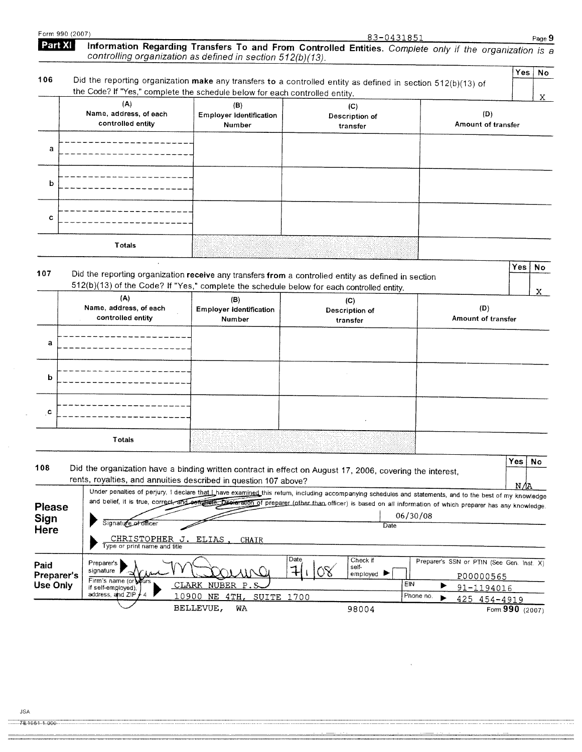Form 990 (2007) 83-0431851

## Part XI Information Regarding Transfers To and From Controlled Entities. *Complete only if the organization is a controlling organization as defined in section 512(b)(13).*

| | | Yes | No |
|---|---|---|---|
| 106 | Did the reporting organization **make** any transfers **to** a controlled entity as defined in section 512(b)(13) of the Code? If "Yes," complete the schedule below for each controlled entity. | | X |

| | (A) Name, address, of each controlled entity | (B) Employer Identification Number | (C) Description of transfer | (D) Amount of transfer |
|---|---|---|---|---|
| a | | | | |
| b | | | | |
| c | | | | |
| | Totals | | | |

| | | Yes | No |
|---|---|---|---|
| 107 | Did the reporting organization **receive** any transfers **from** a controlled entity as defined in section 512(b)(13) of the Code? If "Yes," complete the schedule below for each controlled entity. | | X |

| | (A) Name, address, of each controlled entity | (B) Employer Identification Number | (C) Description of transfer | (D) Amount of transfer |
|---|---|---|---|---|
| a | | | | |
| b | | | | |
| c | | | | |
| | Totals | | | |

| | | Yes | No |
|---|---|---|---|
| 108 | Did the organization have a binding written contract in effect on August 17, 2006, covering the interest, rents, royalties, and annuities described in question 107 above? | N/A | |

**Please Sign Here**

Under penalties of perjury, I declare that I have examined this return, including accompanying schedules and statements, and to the best of my knowledge and belief, it is true, correct, and complete. Declaration of preparer (other than officer) is based on all information of which preparer has any knowledge.

Signature of officer: [signature] Date: 06/30/08

CHRISTOPHER J. ELIAS, CHAIR
Type or print name and title

**Paid Preparer's Use Only**

| | | | |
|---|---|---|---|
| Preparer's signature | [signature] | Date 7/1/08 | Check if self-employed ☐ | Preparer's SSN or PTIN (See Gen. Inst. X) P00000565 |
| Firm's name (or yours if self-employed), address, and ZIP + 4 | CLARK NUBER P.S. 10900 NE 4TH, SUITE 1700 BELLEVUE, WA 98004 | EIN 91-1194016 | Phone no. 425 454-4919 |

Form **990** (2007)

JSA 7E1051 1.000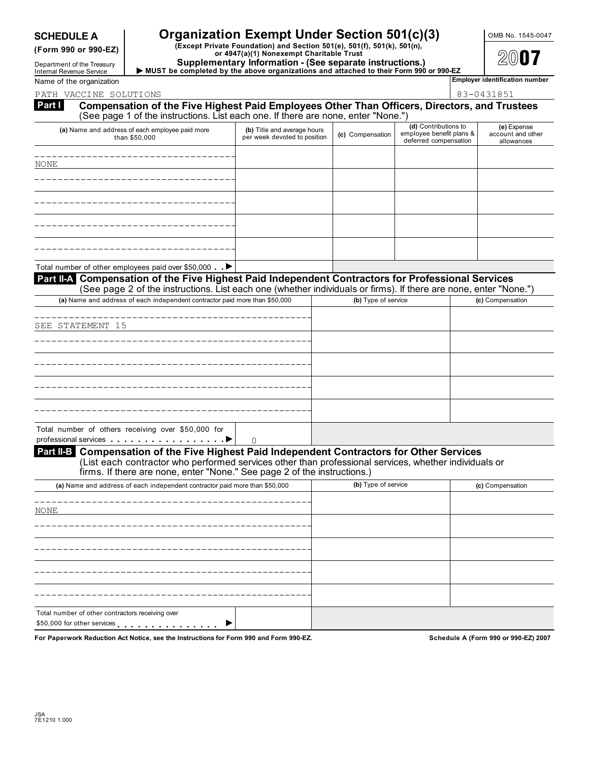**SCHEDULE A (Form 990 or 990-EZ)**

Department of the Treasury
Internal Revenue Service

# Organization Exempt Under Section 501(c)(3)

**(Except Private Foundation) and Section 501(e), 501(f), 501(k), 501(n), or 4947(a)(1) Nonexempt Charitable Trust**

**Supplementary Information - (See separate instructions.)**

▶ **MUST be completed by the above organizations and attached to their Form 990 or 990-EZ**

OMB No. 1545-0047

**2007**

Name of the organization: PATH VACCINE SOLUTIONS

Employer identification number: 83-0431851

## Part I Compensation of the Five Highest Paid Employees Other Than Officers, Directors, and Trustees

(See page 1 of the instructions. List each one. If there are none, enter "None.")

| (a) Name and address of each employee paid more than $50,000 | (b) Title and average hours per week devoted to position | (c) Compensation | (d) Contributions to employee benefit plans & deferred compensation | (e) Expense account and other allowances |
|---|---|---|---|---|
| NONE | | | | |
| | | | | |
| | | | | |
| | | | | |
| | | | | |
| Total number of other employees paid over $50,000 ▶ | | | | |

## Part II-A Compensation of the Five Highest Paid Independent Contractors for Professional Services

(See page 2 of the instructions. List each one (whether individuals or firms). If there are none, enter "None.")

| (a) Name and address of each independent contractor paid more than $50,000 | (b) Type of service | (c) Compensation |
|---|---|---|
| SEE STATEMENT 15 | | |
| | | |
| | | |
| | | |
| | | |
| Total number of others receiving over $50,000 for professional services ▶ 0 | | |

## Part II-B Compensation of the Five Highest Paid Independent Contractors for Other Services

(List each contractor who performed services other than professional services, whether individuals or firms. If there are none, enter "None." See page 2 of the instructions.)

| (a) Name and address of each independent contractor paid more than $50,000 | (b) Type of service | (c) Compensation |
|---|---|---|
| NONE | | |
| | | |
| | | |
| | | |
| | | |
| Total number of other contractors receiving over $50,000 for other services ▶ | | |

**For Paperwork Reduction Act Notice, see the Instructions for Form 990 and Form 990-EZ.**

**Schedule A (Form 990 or 990-EZ) 2007**

JSA
7E1210 1.000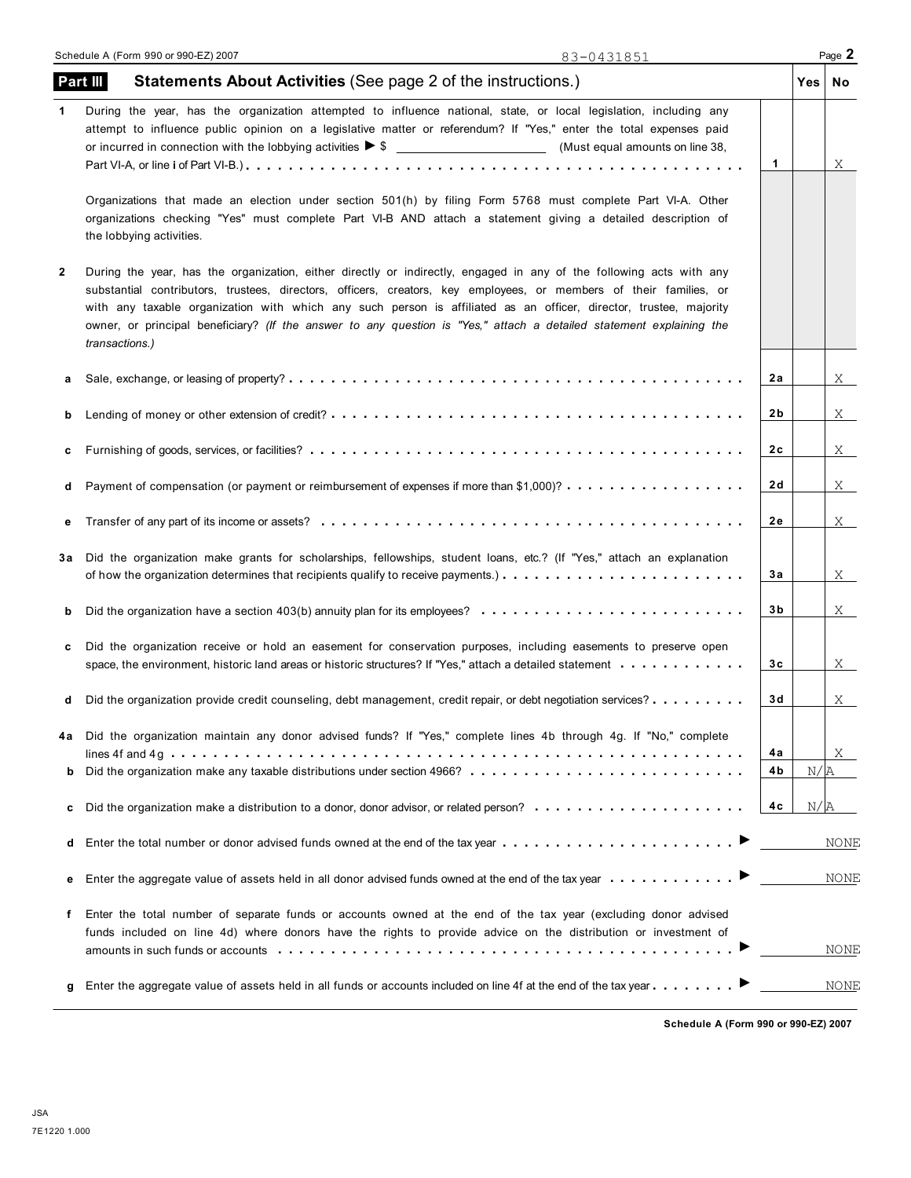Schedule A (Form 990 or 990-EZ) 2007 83-0431851

## Part III Statements About Activities (See page 2 of the instructions.)

| | | | Yes | No |
|---|---|---|---|---|
| 1 | During the year, has the organization attempted to influence national, state, or local legislation, including any attempt to influence public opinion on a legislative matter or referendum? If "Yes," enter the total expenses paid or incurred in connection with the lobbying activities ▶ $ ______ (Must equal amounts on line 38, Part VI-A, or line i of Part VI-B.) | 1 | | X |
| | Organizations that made an election under section 501(h) by filing Form 5768 must complete Part VI-A. Other organizations checking "Yes" must complete Part VI-B AND attach a statement giving a detailed description of the lobbying activities. | | | |
| 2 | During the year, has the organization, either directly or indirectly, engaged in any of the following acts with any substantial contributors, trustees, directors, officers, creators, key employees, or members of their families, or with any taxable organization with which any such person is affiliated as an officer, director, trustee, majority owner, or principal beneficiary? *(If the answer to any question is "Yes," attach a detailed statement explaining the transactions.)* | | | |
| a | Sale, exchange, or leasing of property? | 2a | | X |
| b | Lending of money or other extension of credit? | 2b | | X |
| c | Furnishing of goods, services, or facilities? | 2c | | X |
| d | Payment of compensation (or payment or reimbursement of expenses if more than $1,000)? | 2d | | X |
| e | Transfer of any part of its income or assets? | 2e | | X |
| 3a | Did the organization make grants for scholarships, fellowships, student loans, etc.? (If "Yes," attach an explanation of how the organization determines that recipients qualify to receive payments.) | 3a | | X |
| b | Did the organization have a section 403(b) annuity plan for its employees? | 3b | | X |
| c | Did the organization receive or hold an easement for conservation purposes, including easements to preserve open space, the environment, historic land areas or historic structures? If "Yes," attach a detailed statement | 3c | | X |
| d | Did the organization provide credit counseling, debt management, credit repair, or debt negotiation services? | 3d | | X |
| 4a | Did the organization maintain any donor advised funds? If "Yes," complete lines 4b through 4g. If "No," complete lines 4f and 4g | 4a | | X |
| b | Did the organization make any taxable distributions under section 4966? | 4b | N/A | |
| c | Did the organization make a distribution to a donor, donor advisor, or related person? | 4c | N/A | |
| d | Enter the total number or donor advised funds owned at the end of the tax year ▶ | | | NONE |
| e | Enter the aggregate value of assets held in all donor advised funds owned at the end of the tax year ▶ | | | NONE |
| f | Enter the total number of separate funds or accounts owned at the end of the tax year (excluding donor advised funds included on line 4d) where donors have the rights to provide advice on the distribution or investment of amounts in such funds or accounts ▶ | | | NONE |
| g | Enter the aggregate value of assets held in all funds or accounts included on line 4f at the end of the tax year ▶ | | | NONE |

Schedule A (Form 990 or 990-EZ) 2007

JSA
7E1220 1.000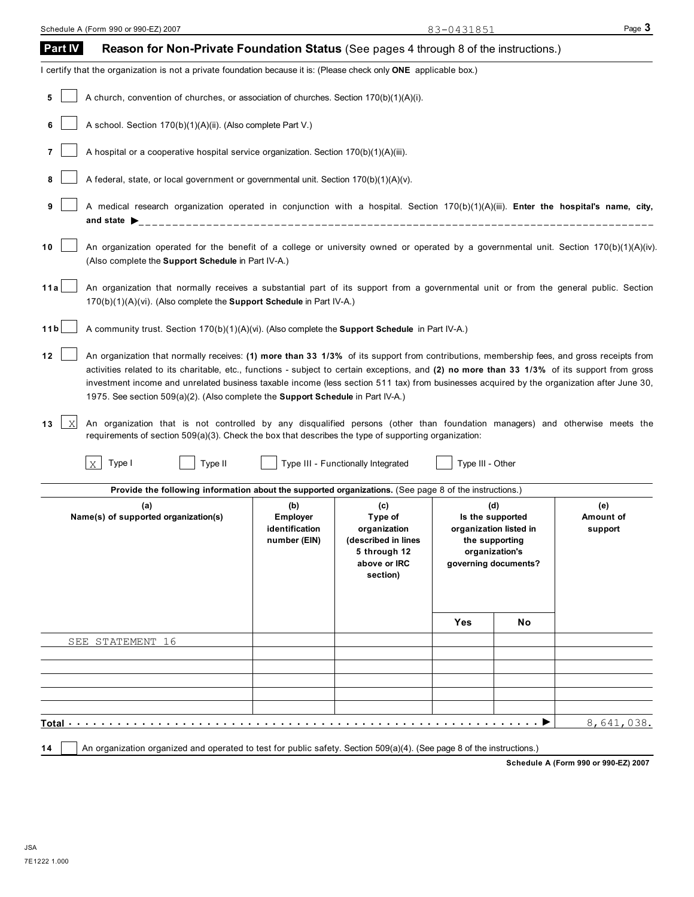Schedule A (Form 990 or 990-EZ) 2007 83-0431851

## Part IV Reason for Non-Private Foundation Status (See pages 4 through 8 of the instructions.)

I certify that the organization is not a private foundation because it is: (Please check only **ONE** applicable box.)

**5** ☐ A church, convention of churches, or association of churches. Section 170(b)(1)(A)(i).

**6** ☐ A school. Section 170(b)(1)(A)(ii). (Also complete Part V.)

**7** ☐ A hospital or a cooperative hospital service organization. Section 170(b)(1)(A)(iii).

**8** ☐ A federal, state, or local government or governmental unit. Section 170(b)(1)(A)(v).

**9** ☐ A medical research organization operated in conjunction with a hospital. Section 170(b)(1)(A)(iii). **Enter the hospital's name, city, and state** ▶

**10** ☐ An organization operated for the benefit of a college or university owned or operated by a governmental unit. Section 170(b)(1)(A)(iv). (Also complete the **Support Schedule** in Part IV-A.)

**11a** ☐ An organization that normally receives a substantial part of its support from a governmental unit or from the general public. Section 170(b)(1)(A)(vi). (Also complete the **Support Schedule** in Part IV-A.)

**11b** ☐ A community trust. Section 170(b)(1)(A)(vi). (Also complete the **Support Schedule** in Part IV-A.)

**12** ☐ An organization that normally receives: **(1) more than 33 1/3%** of its support from contributions, membership fees, and gross receipts from activities related to its charitable, etc., functions - subject to certain exceptions, and **(2) no more than 33 1/3%** of its support from gross investment income and unrelated business taxable income (less section 511 tax) from businesses acquired by the organization after June 30, 1975. See section 509(a)(2). (Also complete the **Support Schedule** in Part IV-A.)

**13** ☒ An organization that is not controlled by any disqualified persons (other than foundation managers) and otherwise meets the requirements of section 509(a)(3). Check the box that describes the type of supporting organization:

☒ Type I ☐ Type II ☐ Type III - Functionally Integrated ☐ Type III - Other

**Provide the following information about the supported organizations.** (See page 8 of the instructions.)

| (a) Name(s) of supported organization(s) | (b) Employer identification number (EIN) | (c) Type of organization (described in lines 5 through 12 above or IRC section) | (d) Is the supported organization listed in the supporting organization's governing documents? Yes | No | (e) Amount of support |
|---|---|---|---|---|---|
| SEE STATEMENT 16 | | | | | |
| | | | | | |
| | | | | | |
| | | | | | |
| | | | | | |
| **Total** ▶ | | | | | 8,641,038. |

**14** ☐ An organization organized and operated to test for public safety. Section 509(a)(4). (See page 8 of the instructions.)

Schedule A (Form 990 or 990-EZ) 2007

JSA
7E1222 1.000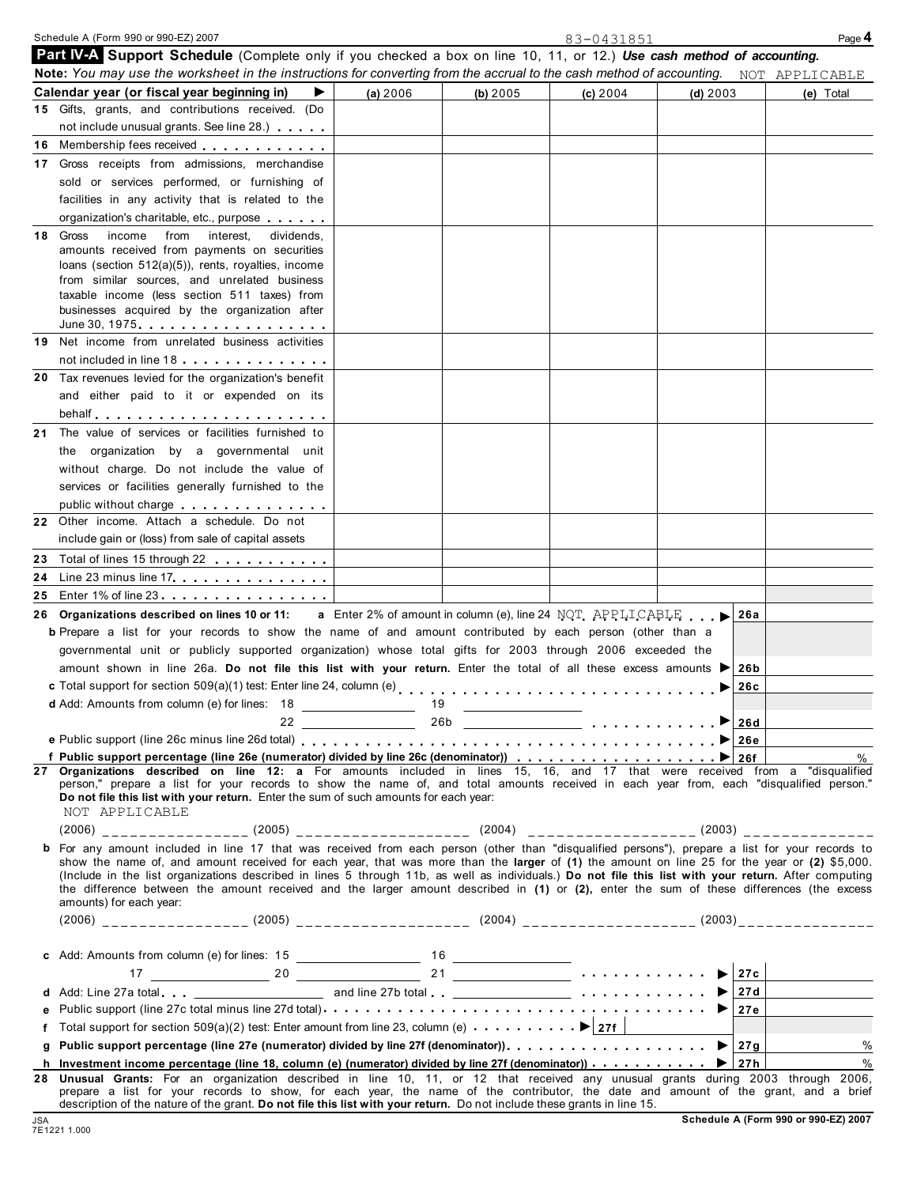Schedule A (Form 990 or 990-EZ) 2007 83-0431851

## Part IV-A Support Schedule (Complete only if you checked a box on line 10, 11, or 12.) *Use cash method of accounting.*

**Note:** *You may use the worksheet in the instructions for converting from the accrual to the cash method of accounting.* NOT APPLICABLE

| Calendar year (or fiscal year beginning in) ▶ | (a) 2006 | (b) 2005 | (c) 2004 | (d) 2003 | (e) Total |
|---|---|---|---|---|---|
| **15** Gifts, grants, and contributions received. (Do not include unusual grants. See line 28.) | | | | | |
| **16** Membership fees received | | | | | |
| **17** Gross receipts from admissions, merchandise sold or services performed, or furnishing of facilities in any activity that is related to the organization's charitable, etc., purpose | | | | | |
| **18** Gross income from interest, dividends, amounts received from payments on securities loans (section 512(a)(5)), rents, royalties, income from similar sources, and unrelated business taxable income (less section 511 taxes) from businesses acquired by the organization after June 30, 1975 | | | | | |
| **19** Net income from unrelated business activities not included in line 18 | | | | | |
| **20** Tax revenues levied for the organization's benefit and either paid to it or expended on its behalf | | | | | |
| **21** The value of services or facilities furnished to the organization by a governmental unit without charge. Do not include the value of services or facilities generally furnished to the public without charge | | | | | |
| **22** Other income. Attach a schedule. Do not include gain or (loss) from sale of capital assets | | | | | |
| **23** Total of lines 15 through 22 | | | | | |
| **24** Line 23 minus line 17 | | | | | |
| **25** Enter 1% of line 23 | | | | | |

**26 Organizations described on lines 10 or 11:** **a** Enter 2% of amount in column (e), line 24 NOT APPLICABLE ▶ **26a**

**b** Prepare a list for your records to show the name of and amount contributed by each person (other than a governmental unit or publicly supported organization) whose total gifts for 2003 through 2006 exceeded the amount shown in line 26a. **Do not file this list with your return.** Enter the total of all these excess amounts ▶ **26b**

**c** Total support for section 509(a)(1) test: Enter line 24, column (e) ▶ **26c**

**d** Add: Amounts from column (e) for lines: 18 ______ 19 ______ 22 ______ 26b ______ ▶ **26d**

**e** Public support (line 26c minus line 26d total) ▶ **26e**

**f Public support percentage (line 26e (numerator) divided by line 26c (denominator))** ▶ **26f** %

**27 Organizations described on line 12: a** For amounts included in lines 15, 16, and 17 that were received from a "disqualified person," prepare a list for your records to show the name of, and total amounts received in each year from, each "disqualified person." **Do not file this list with your return.** Enter the sum of such amounts for each year:

NOT APPLICABLE

(2006) ______ (2005) ______ (2004) ______ (2003) ______

**b** For any amount included in line 17 that was received from each person (other than "disqualified persons"), prepare a list for your records to show the name of, and amount received for each year, that was more than the **larger** of **(1)** the amount on line 25 for the year or **(2)** $5,000. (Include in the list organizations described in lines 5 through 11b, as well as individuals.) **Do not file this list with your return.** After computing the difference between the amount received and the larger amount described in **(1)** or **(2)**, enter the sum of these differences (the excess amounts) for each year:

(2006) ______ (2005) ______ (2004) ______ (2003) ______

**c** Add: Amounts from column (e) for lines: 15 ______ 16 ______ 17 ______ 20 ______ 21 ______ ▶ **27c**

**d** Add: Line 27a total ______ and line 27b total ______ ▶ **27d**

**e** Public support (line 27c total minus line 27d total) ▶ **27e**

**f** Total support for section 509(a)(2) test: Enter amount from line 23, column (e) ▶ **27f**

**g Public support percentage (line 27e (numerator) divided by line 27f (denominator))** ▶ **27g** %

**h Investment income percentage (line 18, column (e) (numerator) divided by line 27f (denominator))** ▶ **27h** %

**28 Unusual Grants:** For an organization described in line 10, 11, or 12 that received any unusual grants during 2003 through 2006, prepare a list for your records to show, for each year, the name of the contributor, the date and amount of the grant, and a brief description of the nature of the grant. **Do not file this list with your return.** Do not include these grants in line 15.

JSA 7E1221 1.000 **Schedule A (Form 990 or 990-EZ) 2007**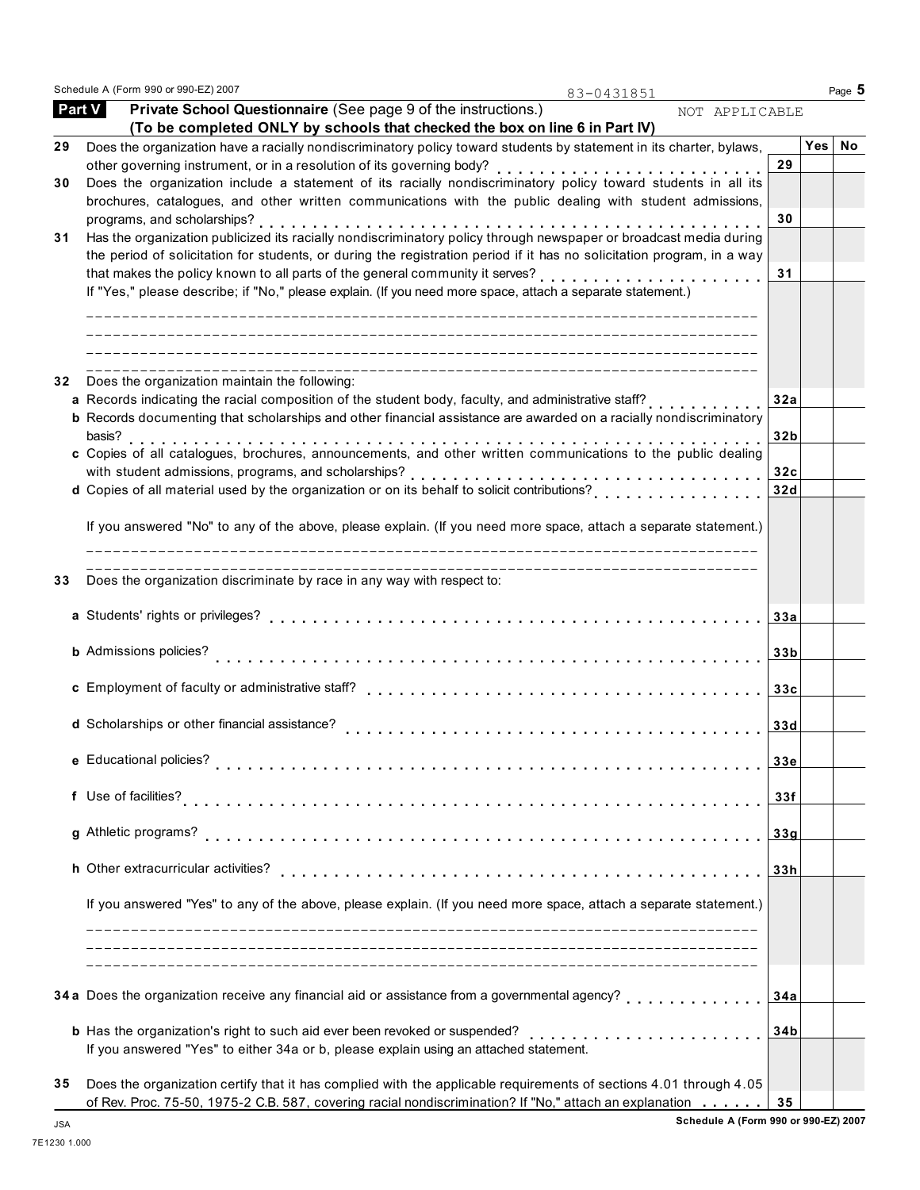Schedule A (Form 990 or 990-EZ) 2007 83-0431851

## Part V Private School Questionnaire (See page 9 of the instructions.) NOT APPLICABLE

**(To be completed ONLY by schools that checked the box on line 6 in Part IV)**

| | Question | Line | Yes | No |
|---|---|---|---|---|
| 29 | Does the organization have a racially nondiscriminatory policy toward students by statement in its charter, bylaws, other governing instrument, or in a resolution of its governing body? | 29 | | |
| 30 | Does the organization include a statement of its racially nondiscriminatory policy toward students in all its brochures, catalogues, and other written communications with the public dealing with student admissions, programs, and scholarships? | 30 | | |
| 31 | Has the organization publicized its racially nondiscriminatory policy through newspaper or broadcast media during the period of solicitation for students, or during the registration period if it has no solicitation program, in a way that makes the policy known to all parts of the general community it serves? | 31 | | |

If "Yes," please describe; if "No," please explain. (If you need more space, attach a separate statement.)

| | Question | Line | Yes | No |
|---|---|---|---|---|
| 32 | Does the organization maintain the following: | | | |
| a | Records indicating the racial composition of the student body, faculty, and administrative staff? | 32a | | |
| b | Records documenting that scholarships and other financial assistance are awarded on a racially nondiscriminatory basis? | 32b | | |
| c | Copies of all catalogues, brochures, announcements, and other written communications to the public dealing with student admissions, programs, and scholarships? | 32c | | |
| d | Copies of all material used by the organization or on its behalf to solicit contributions? | 32d | | |

If you answered "No" to any of the above, please explain. (If you need more space, attach a separate statement.)

| | Question | Line | Yes | No |
|---|---|---|---|---|
| 33 | Does the organization discriminate by race in any way with respect to: | | | |
| a | Students' rights or privileges? | 33a | | |
| b | Admissions policies? | 33b | | |
| c | Employment of faculty or administrative staff? | 33c | | |
| d | Scholarships or other financial assistance? | 33d | | |
| e | Educational policies? | 33e | | |
| f | Use of facilities? | 33f | | |
| g | Athletic programs? | 33g | | |
| h | Other extracurricular activities? | 33h | | |

If you answered "Yes" to any of the above, please explain. (If you need more space, attach a separate statement.)

| | Question | Line | Yes | No |
|---|---|---|---|---|
| 34a | Does the organization receive any financial aid or assistance from a governmental agency? | 34a | | |
| b | Has the organization's right to such aid ever been revoked or suspended? | 34b | | |

If you answered "Yes" to either 34a or b, please explain using an attached statement.

| | Question | Line | Yes | No |
|---|---|---|---|---|
| 35 | Does the organization certify that it has complied with the applicable requirements of sections 4.01 through 4.05 of Rev. Proc. 75-50, 1975-2 C.B. 587, covering racial nondiscrimination? If "No," attach an explanation | 35 | | |

Schedule A (Form 990 or 990-EZ) 2007

JSA
7E1230 1.000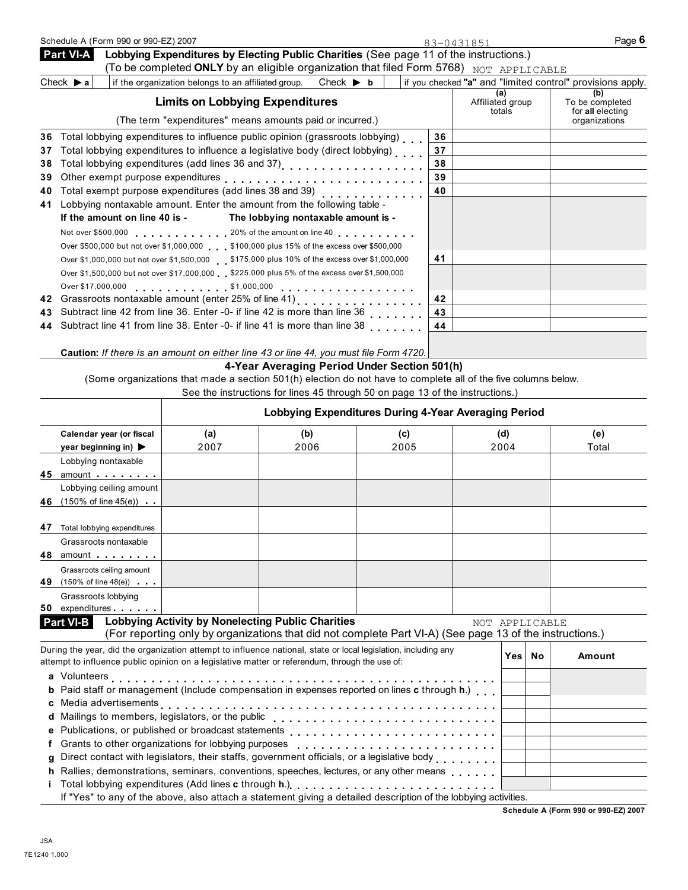Schedule A (Form 990 or 990-EZ) 2007 83-0431851 Page 6

## Part VI-A Lobbying Expenditures by Electing Public Charities (See page 11 of the instructions.)

(To be completed **ONLY** by an eligible organization that filed Form 5768) NOT APPLICABLE

Check ▶ **a** [ ] if the organization belongs to an affiliated group. Check ▶ **b** [ ] if you checked **"a"** and "limited control" provisions apply.

| **Limits on Lobbying Expenditures** (The term "expenditures" means amounts paid or incurred.) | | (a) Affiliated group totals | (b) To be completed for **all** electing organizations |
|---|---|---|---|
| **36** Total lobbying expenditures to influence public opinion (grassroots lobbying) | 36 | | |
| **37** Total lobbying expenditures to influence a legislative body (direct lobbying) | 37 | | |
| **38** Total lobbying expenditures (add lines 36 and 37) | 38 | | |
| **39** Other exempt purpose expenditures | 39 | | |
| **40** Total exempt purpose expenditures (add lines 38 and 39) | 40 | | |
| **41** Lobbying nontaxable amount. Enter the amount from the following table - **If the amount on line 40 is -** **The lobbying nontaxable amount is -** Not over $500,000 ... 20% of the amount on line 40; Over $500,000 but not over $1,000,000 ... $100,000 plus 15% of the excess over $500,000; Over $1,000,000 but not over $1,500,000 ... $175,000 plus 10% of the excess over $1,000,000; Over $1,500,000 but not over $17,000,000 ... $225,000 plus 5% of the excess over $1,500,000; Over $17,000,000 ... $1,000,000 | 41 | | |
| **42** Grassroots nontaxable amount (enter 25% of line 41) | 42 | | |
| **43** Subtract line 42 from line 36. Enter -0- if line 42 is more than line 36 | 43 | | |
| **44** Subtract line 41 from line 38. Enter -0- if line 41 is more than line 38 | 44 | | |

**Caution:** *If there is an amount on either line 43 or line 44, you must file Form 4720.*

### 4-Year Averaging Period Under Section 501(h)

(Some organizations that made a section 501(h) election do not have to complete all of the five columns below. See the instructions for lines 45 through 50 on page 13 of the instructions.)

| | **Lobbying Expenditures During 4-Year Averaging Period** | | | | |
|---|---|---|---|---|---|
| **Calendar year (or fiscal year beginning in)** ▶ | (a) 2007 | (b) 2006 | (c) 2005 | (d) 2004 | (e) Total |
| **45** Lobbying nontaxable amount | | | | | |
| **46** Lobbying ceiling amount (150% of line 45(e)) | | | | | |
| **47** Total lobbying expenditures | | | | | |
| **48** Grassroots nontaxable amount | | | | | |
| **49** Grassroots ceiling amount (150% of line 48(e)) | | | | | |
| **50** Grassroots lobbying expenditures | | | | | |

## Part VI-B Lobbying Activity by Nonelecting Public Charities

NOT APPLICABLE

(For reporting only by organizations that did not complete Part VI-A) (See page 13 of the instructions.)

| During the year, did the organization attempt to influence national, state or local legislation, including any attempt to influence public opinion on a legislative matter or referendum, through the use of: | Yes | No | Amount |
|---|---|---|---|
| **a** Volunteers | | | |
| **b** Paid staff or management (Include compensation in expenses reported on lines **c** through **h**.) | | | |
| **c** Media advertisements | | | |
| **d** Mailings to members, legislators, or the public | | | |
| **e** Publications, or published or broadcast statements | | | |
| **f** Grants to other organizations for lobbying purposes | | | |
| **g** Direct contact with legislators, their staffs, government officials, or a legislative body | | | |
| **h** Rallies, demonstrations, seminars, conventions, speeches, lectures, or any other means | | | |
| **i** Total lobbying expenditures (Add lines **c** through **h**.) | | | |

If "Yes" to any of the above, also attach a statement giving a detailed description of the lobbying activities.

**Schedule A (Form 990 or 990-EZ) 2007**

JSA
7E1240 1.000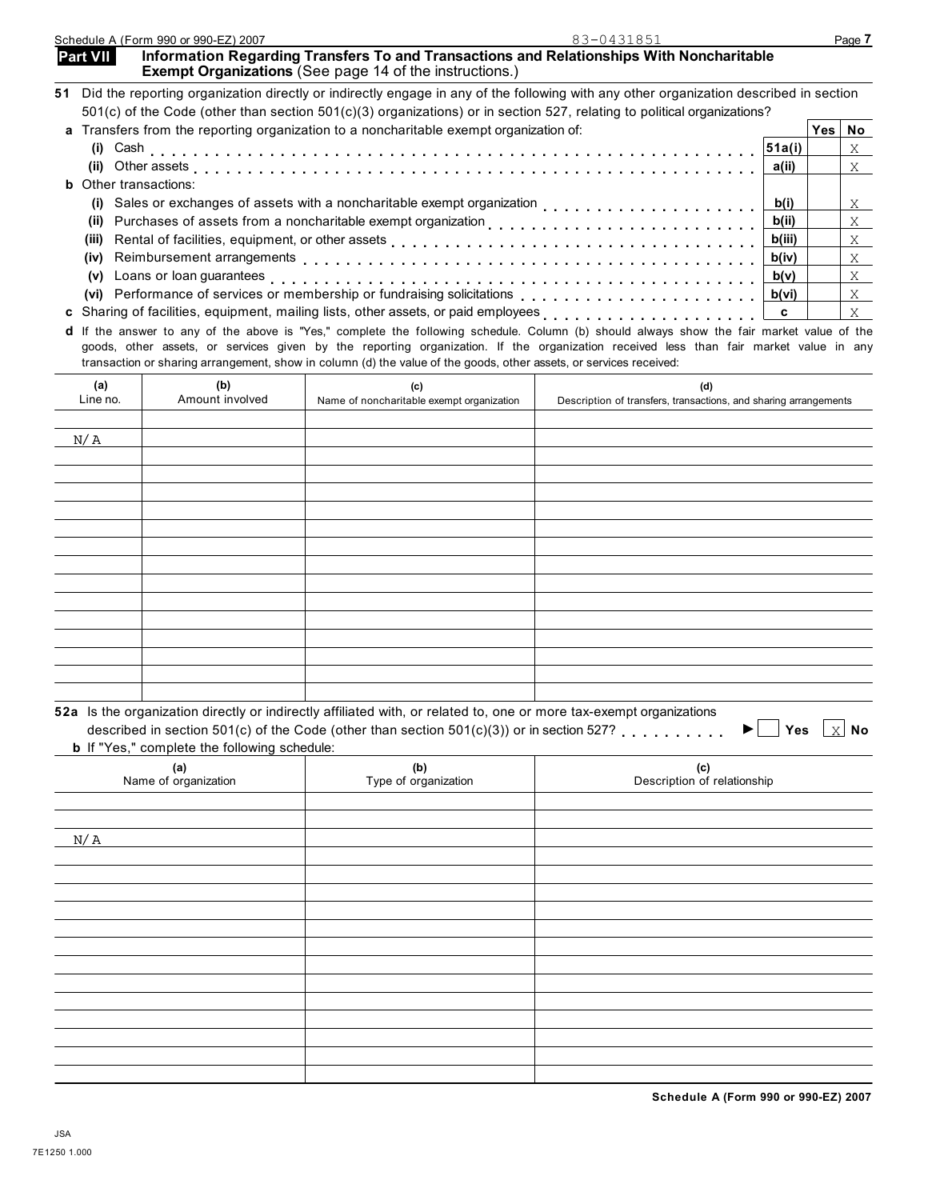Schedule A (Form 990 or 990-EZ) 2007 83-0431851

## Part VII Information Regarding Transfers To and Transactions and Relationships With Noncharitable Exempt Organizations (See page 14 of the instructions.)

**51** Did the reporting organization directly or indirectly engage in any of the following with any other organization described in section 501(c) of the Code (other than section 501(c)(3) organizations) or in section 527, relating to political organizations?

| | | Yes | No |
|---|---|---|---|
| **a** Transfers from the reporting organization to a noncharitable exempt organization of: | | | |
| (i) Cash | 51a(i) | | X |
| (ii) Other assets | a(ii) | | X |
| **b** Other transactions: | | | |
| (i) Sales or exchanges of assets with a noncharitable exempt organization | b(i) | | X |
| (ii) Purchases of assets from a noncharitable exempt organization | b(ii) | | X |
| (iii) Rental of facilities, equipment, or other assets | b(iii) | | X |
| (iv) Reimbursement arrangements | b(iv) | | X |
| (v) Loans or loan guarantees | b(v) | | X |
| (vi) Performance of services or membership or fundraising solicitations | b(vi) | | X |
| **c** Sharing of facilities, equipment, mailing lists, other assets, or paid employees | c | | X |

**d** If the answer to any of the above is "Yes," complete the following schedule. Column (b) should always show the fair market value of the goods, other assets, or services given by the reporting organization. If the organization received less than fair market value in any transaction or sharing arrangement, show in column (d) the value of the goods, other assets, or services received:

| (a) Line no. | (b) Amount involved | (c) Name of noncharitable exempt organization | (d) Description of transfers, transactions, and sharing arrangements |
|---|---|---|---|
| N/A | | | |

**52a** Is the organization directly or indirectly affiliated with, or related to, one or more tax-exempt organizations described in section 501(c) of the Code (other than section 501(c)(3)) or in section 527? ► ☐ Yes ☒ No

**b** If "Yes," complete the following schedule:

| (a) Name of organization | (b) Type of organization | (c) Description of relationship |
|---|---|---|
| N/A | | |

JSA
7E1250 1.000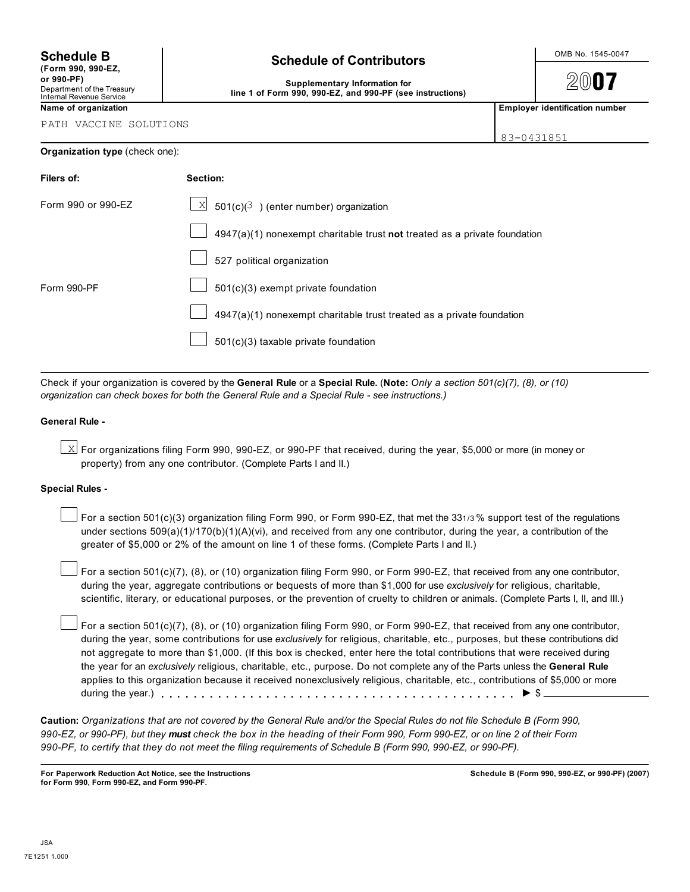# Schedule B

**(Form 990, 990-EZ, or 990-PF)**
Department of the Treasury
Internal Revenue Service

## Schedule of Contributors

**Supplementary Information for line 1 of Form 990, 990-EZ, and 990-PF (see instructions)**

OMB No. 1545-0047

**2007**

| **Name of organization** | **Employer identification number** |
|---|---|
| PATH VACCINE SOLUTIONS | 83-0431851 |

**Organization type** (check one):

| **Filers of:** | **Section:** |
|---|---|
| Form 990 or 990-EZ | [X] 501(c)(3 ) (enter number) organization |
| | [ ] 4947(a)(1) nonexempt charitable trust **not** treated as a private foundation |
| | [ ] 527 political organization |
| Form 990-PF | [ ] 501(c)(3) exempt private foundation |
| | [ ] 4947(a)(1) nonexempt charitable trust treated as a private foundation |
| | [ ] 501(c)(3) taxable private foundation |

Check if your organization is covered by the **General Rule** or a **Special Rule.** (**Note:** *Only a section 501(c)(7), (8), or (10) organization can check boxes for both the General Rule and a Special Rule - see instructions.)*

**General Rule -**

[X] For organizations filing Form 990, 990-EZ, or 990-PF that received, during the year, $5,000 or more (in money or property) from any one contributor. (Complete Parts I and II.)

**Special Rules -**

[ ] For a section 501(c)(3) organization filing Form 990, or Form 990-EZ, that met the 33 1/3 % support test of the regulations under sections 509(a)(1)/170(b)(1)(A)(vi), and received from any one contributor, during the year, a contribution of the greater of $5,000 or 2% of the amount on line 1 of these forms. (Complete Parts I and II.)

[ ] For a section 501(c)(7), (8), or (10) organization filing Form 990, or Form 990-EZ, that received from any one contributor, during the year, aggregate contributions or bequests of more than $1,000 for use *exclusively* for religious, charitable, scientific, literary, or educational purposes, or the prevention of cruelty to children or animals. (Complete Parts I, II, and III.)

[ ] For a section 501(c)(7), (8), or (10) organization filing Form 990, or Form 990-EZ, that received from any one contributor, during the year, some contributions for use *exclusively* for religious, charitable, etc., purposes, but these contributions did not aggregate to more than $1,000. (If this box is checked, enter here the total contributions that were received during the year for an *exclusively* religious, charitable, etc., purpose. Do not complete any of the Parts unless the **General Rule** applies to this organization because it received nonexclusively religious, charitable, etc., contributions of $5,000 or more during the year.) . . . . . . . . . . . . . . . . . . . . . . . . . . . . . . . . . . . . . . . ► $ ____________

**Caution:** *Organizations that are not covered by the General Rule and/or the Special Rules do not file Schedule B (Form 990, 990-EZ, or 990-PF), but they* ***must*** *check the box in the heading of their Form 990, Form 990-EZ, or on line 2 of their Form 990-PF, to certify that they do not meet the filing requirements of Schedule B (Form 990, 990-EZ, or 990-PF).*

**For Paperwork Reduction Act Notice, see the Instructions for Form 990, Form 990-EZ, and Form 990-PF.**

**Schedule B (Form 990, 990-EZ, or 990-PF) (2007)**

JSA
7E1251 1.000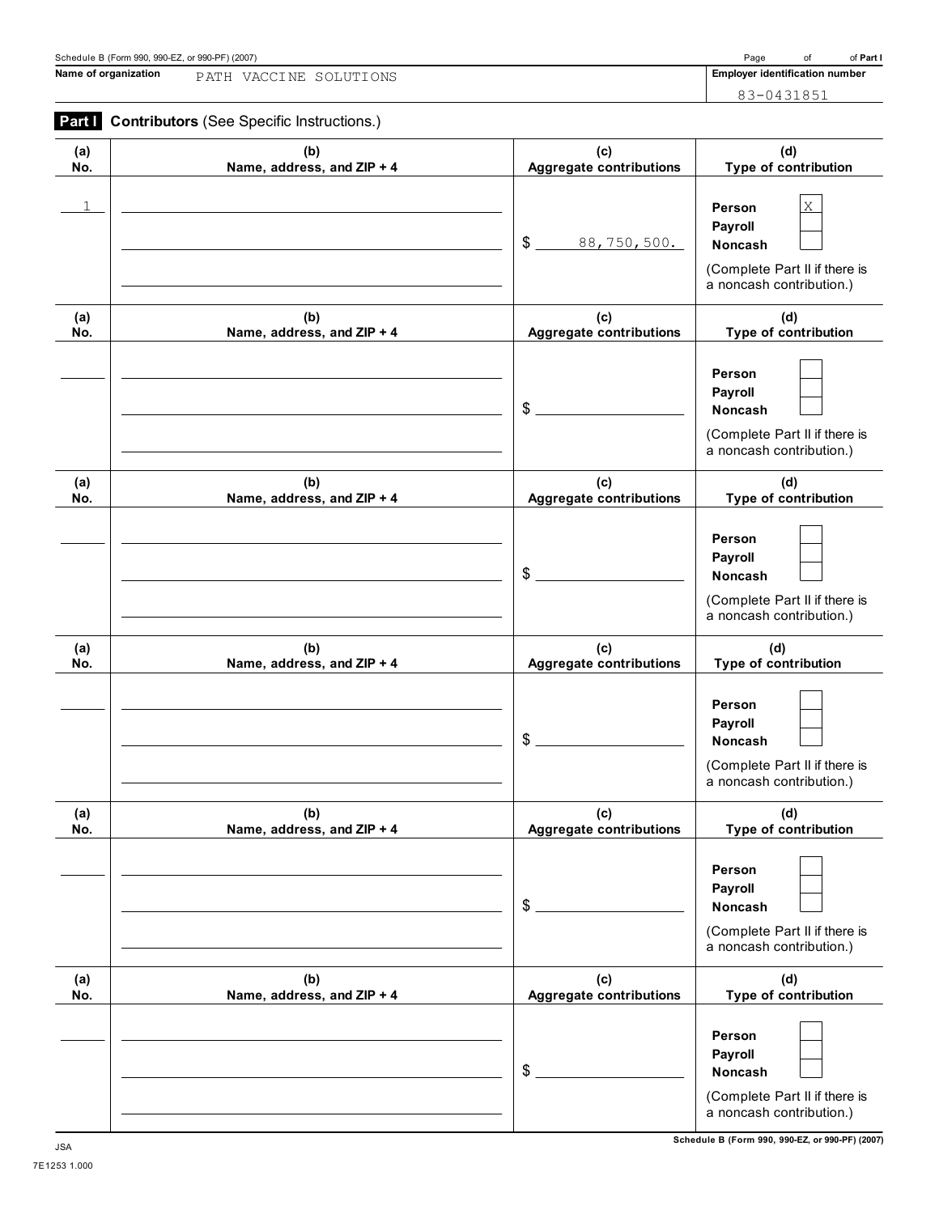Schedule B (Form 990, 990-EZ, or 990-PF) (2007)

**Name of organization** PATH VACCINE SOLUTIONS

**Employer identification number** 83-0431851

## Part I Contributors (See Specific Instructions.)

| (a) No. | (b) Name, address, and ZIP + 4 | (c) Aggregate contributions | (d) Type of contribution |
|---|---|---|---|
| 1 | | $ 88,750,500. | Person [X] Payroll [ ] Noncash [ ] (Complete Part II if there is a noncash contribution.) |
| | | $ | Person [ ] Payroll [ ] Noncash [ ] (Complete Part II if there is a noncash contribution.) |
| | | $ | Person [ ] Payroll [ ] Noncash [ ] (Complete Part II if there is a noncash contribution.) |
| | | $ | Person [ ] Payroll [ ] Noncash [ ] (Complete Part II if there is a noncash contribution.) |
| | | $ | Person [ ] Payroll [ ] Noncash [ ] (Complete Part II if there is a noncash contribution.) |
| | | $ | Person [ ] Payroll [ ] Noncash [ ] (Complete Part II if there is a noncash contribution.) |

JSA
7E1253 1.000

Schedule B (Form 990, 990-EZ, or 990-PF) (2007)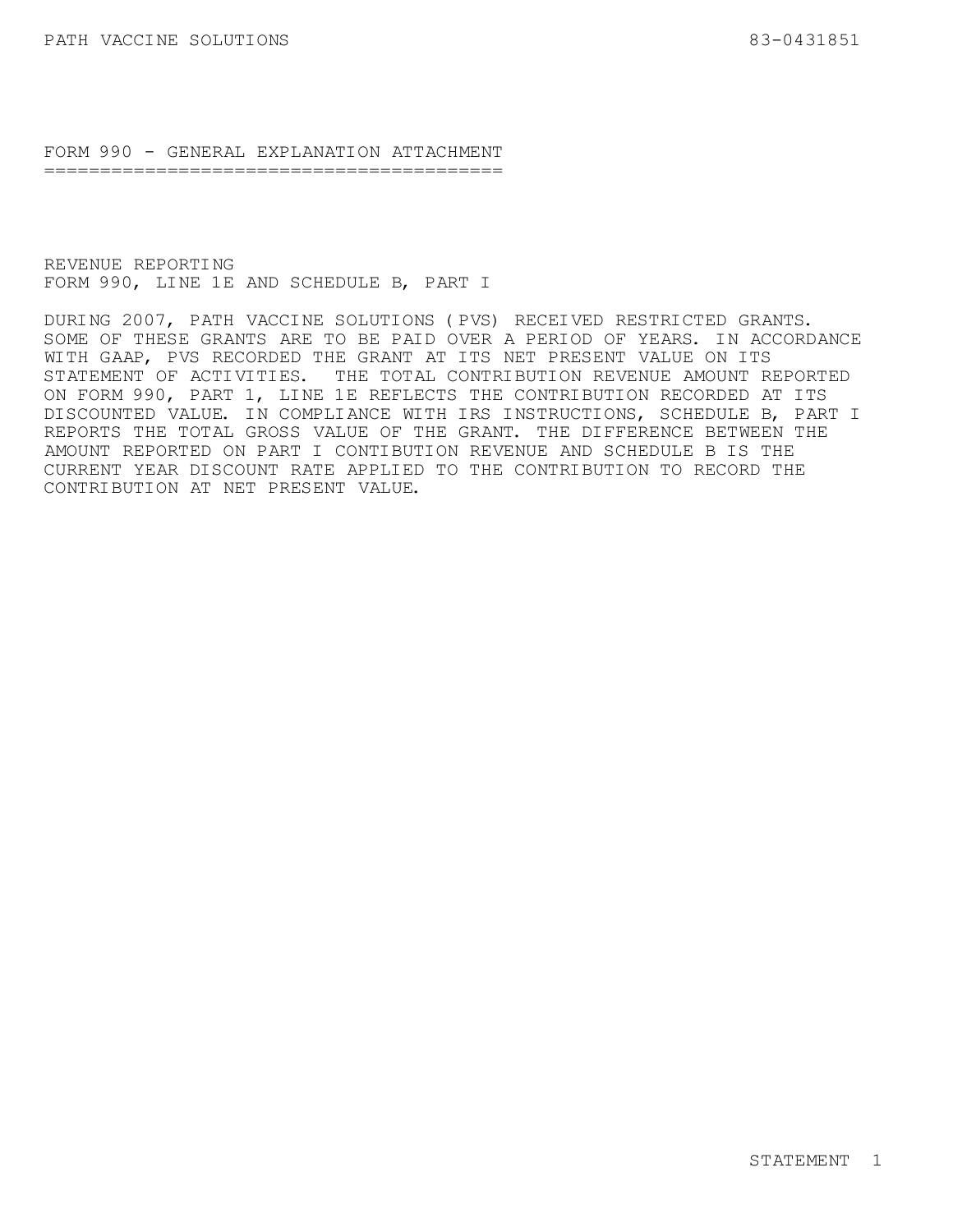## FORM 990 - GENERAL EXPLANATION ATTACHMENT

REVENUE REPORTING
FORM 990, LINE 1E AND SCHEDULE B, PART I

DURING 2007, PATH VACCINE SOLUTIONS (PVS) RECEIVED RESTRICTED GRANTS. SOME OF THESE GRANTS ARE TO BE PAID OVER A PERIOD OF YEARS. IN ACCORDANCE WITH GAAP, PVS RECORDED THE GRANT AT ITS NET PRESENT VALUE ON ITS STATEMENT OF ACTIVITIES. THE TOTAL CONTRIBUTION REVENUE AMOUNT REPORTED ON FORM 990, PART 1, LINE 1E REFLECTS THE CONTRIBUTION RECORDED AT ITS DISCOUNTED VALUE. IN COMPLIANCE WITH IRS INSTRUCTIONS, SCHEDULE B, PART I REPORTS THE TOTAL GROSS VALUE OF THE GRANT. THE DIFFERENCE BETWEEN THE AMOUNT REPORTED ON PART I CONTIBUTION REVENUE AND SCHEDULE B IS THE CURRENT YEAR DISCOUNT RATE APPLIED TO THE CONTRIBUTION TO RECORD THE CONTRIBUTION AT NET PRESENT VALUE.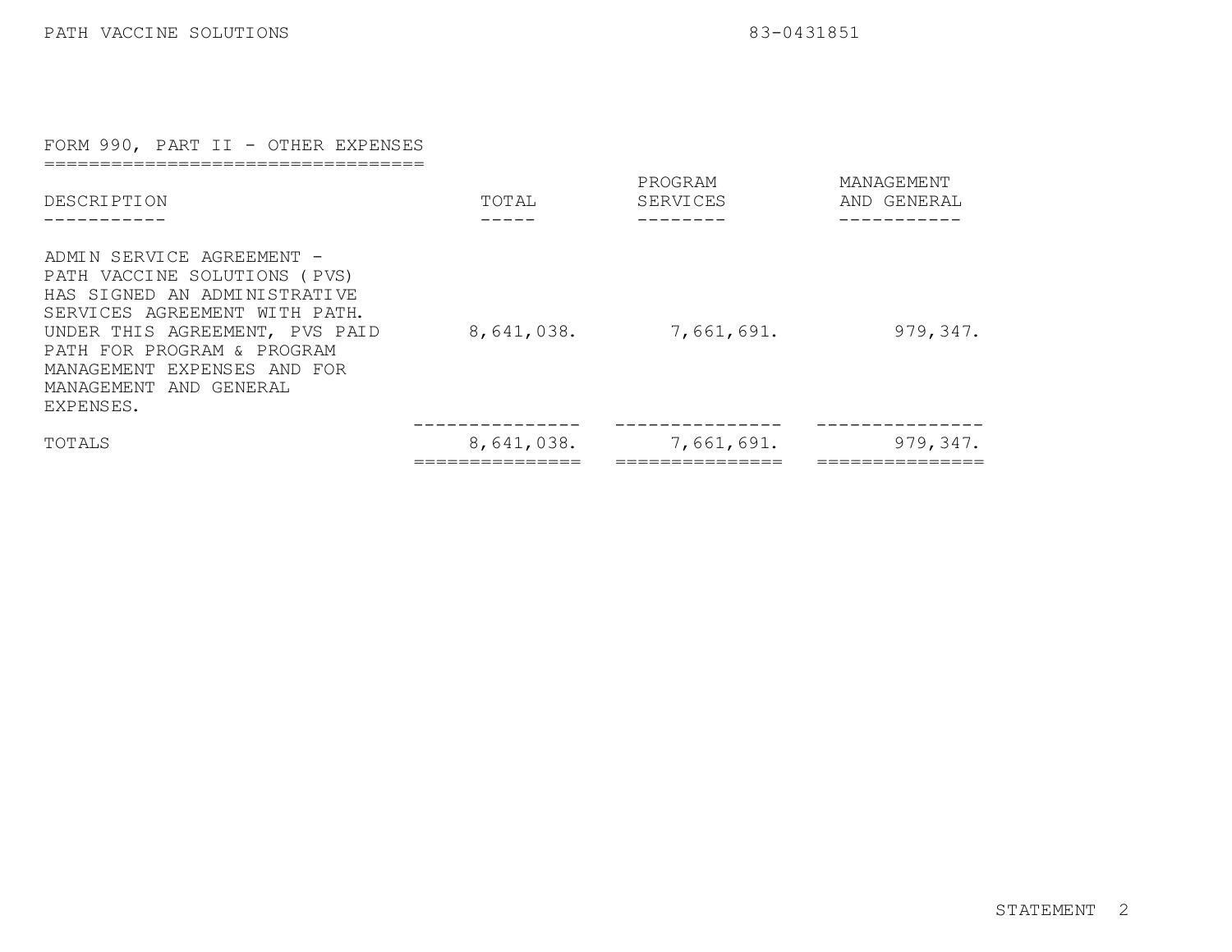PATH VACCINE SOLUTIONS 83-0431851

## FORM 990, PART II - OTHER EXPENSES

| DESCRIPTION | TOTAL | PROGRAM SERVICES | MANAGEMENT AND GENERAL |
|---|---|---|---|
| ADMIN SERVICE AGREEMENT - PATH VACCINE SOLUTIONS (PVS) HAS SIGNED AN ADMINISTRATIVE SERVICES AGREEMENT WITH PATH. UNDER THIS AGREEMENT, PVS PAID PATH FOR PROGRAM & PROGRAM MANAGEMENT EXPENSES AND FOR MANAGEMENT AND GENERAL EXPENSES. | 8,641,038. | 7,661,691. | 979,347. |
| TOTALS | 8,641,038. | 7,661,691. | 979,347. |

STATEMENT 2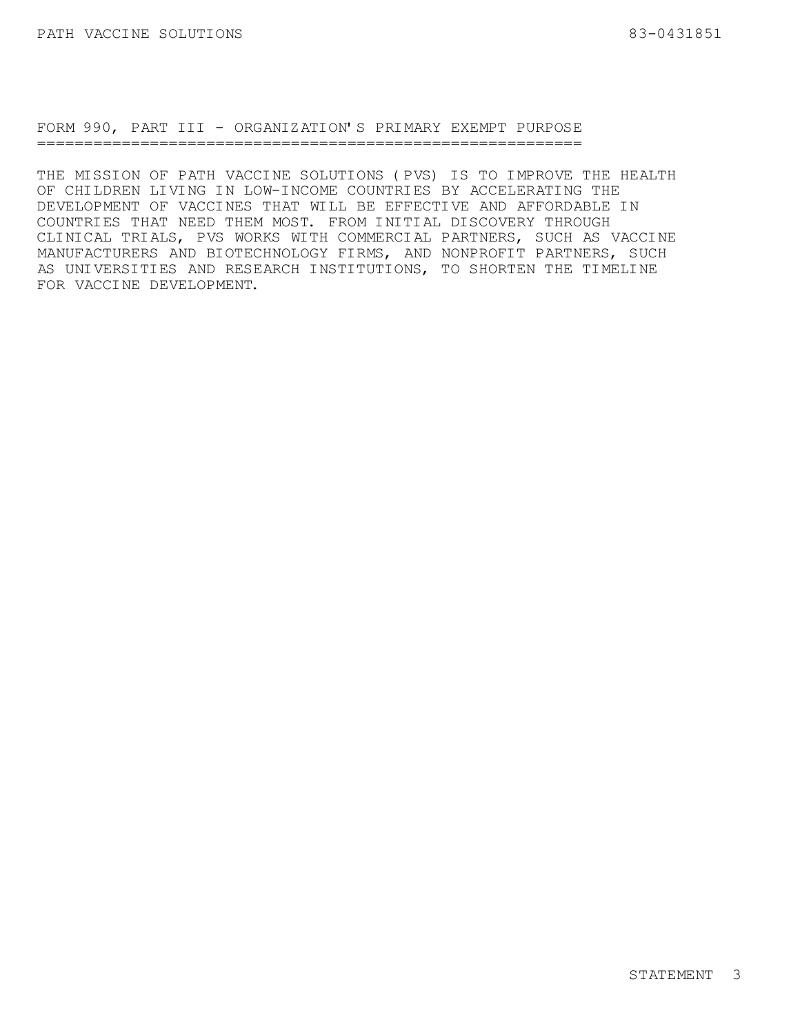## FORM 990, PART III - ORGANIZATION'S PRIMARY EXEMPT PURPOSE

THE MISSION OF PATH VACCINE SOLUTIONS (PVS) IS TO IMPROVE THE HEALTH OF CHILDREN LIVING IN LOW-INCOME COUNTRIES BY ACCELERATING THE DEVELOPMENT OF VACCINES THAT WILL BE EFFECTIVE AND AFFORDABLE IN COUNTRIES THAT NEED THEM MOST. FROM INITIAL DISCOVERY THROUGH CLINICAL TRIALS, PVS WORKS WITH COMMERCIAL PARTNERS, SUCH AS VACCINE MANUFACTURERS AND BIOTECHNOLOGY FIRMS, AND NONPROFIT PARTNERS, SUCH AS UNIVERSITIES AND RESEARCH INSTITUTIONS, TO SHORTEN THE TIMELINE FOR VACCINE DEVELOPMENT.

STATEMENT 3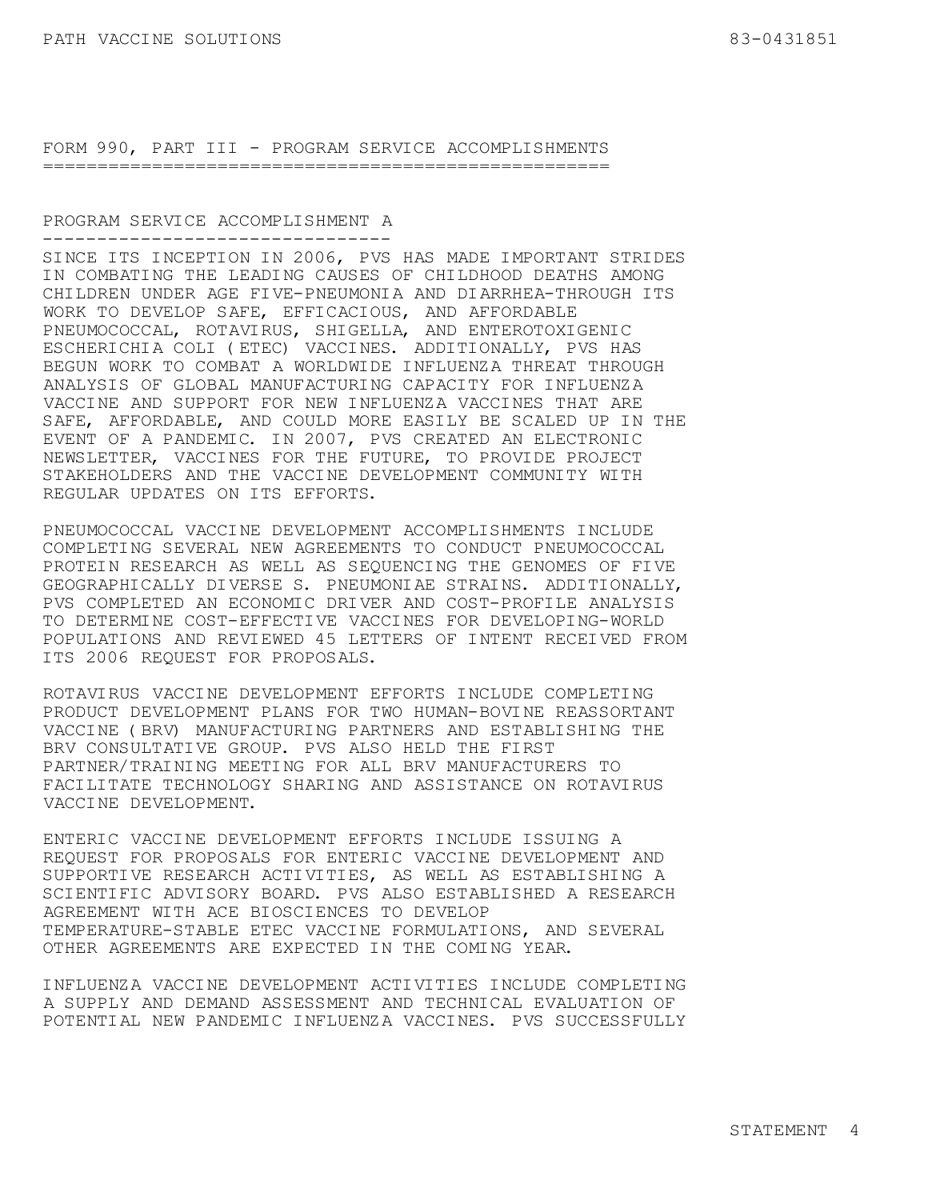## FORM 990, PART III - PROGRAM SERVICE ACCOMPLISHMENTS

### PROGRAM SERVICE ACCOMPLISHMENT A

SINCE ITS INCEPTION IN 2006, PVS HAS MADE IMPORTANT STRIDES IN COMBATING THE LEADING CAUSES OF CHILDHOOD DEATHS AMONG CHILDREN UNDER AGE FIVE-PNEUMONIA AND DIARRHEA-THROUGH ITS WORK TO DEVELOP SAFE, EFFICACIOUS, AND AFFORDABLE PNEUMOCOCCAL, ROTAVIRUS, SHIGELLA, AND ENTEROTOXIGENIC ESCHERICHIA COLI (ETEC) VACCINES. ADDITIONALLY, PVS HAS BEGUN WORK TO COMBAT A WORLDWIDE INFLUENZA THREAT THROUGH ANALYSIS OF GLOBAL MANUFACTURING CAPACITY FOR INFLUENZA VACCINE AND SUPPORT FOR NEW INFLUENZA VACCINES THAT ARE SAFE, AFFORDABLE, AND COULD MORE EASILY BE SCALED UP IN THE EVENT OF A PANDEMIC. IN 2007, PVS CREATED AN ELECTRONIC NEWSLETTER, VACCINES FOR THE FUTURE, TO PROVIDE PROJECT STAKEHOLDERS AND THE VACCINE DEVELOPMENT COMMUNITY WITH REGULAR UPDATES ON ITS EFFORTS.

PNEUMOCOCCAL VACCINE DEVELOPMENT ACCOMPLISHMENTS INCLUDE COMPLETING SEVERAL NEW AGREEMENTS TO CONDUCT PNEUMOCOCCAL PROTEIN RESEARCH AS WELL AS SEQUENCING THE GENOMES OF FIVE GEOGRAPHICALLY DIVERSE S. PNEUMONIAE STRAINS. ADDITIONALLY, PVS COMPLETED AN ECONOMIC DRIVER AND COST-PROFILE ANALYSIS TO DETERMINE COST-EFFECTIVE VACCINES FOR DEVELOPING-WORLD POPULATIONS AND REVIEWED 45 LETTERS OF INTENT RECEIVED FROM ITS 2006 REQUEST FOR PROPOSALS.

ROTAVIRUS VACCINE DEVELOPMENT EFFORTS INCLUDE COMPLETING PRODUCT DEVELOPMENT PLANS FOR TWO HUMAN-BOVINE REASSORTANT VACCINE (BRV) MANUFACTURING PARTNERS AND ESTABLISHING THE BRV CONSULTATIVE GROUP. PVS ALSO HELD THE FIRST PARTNER/TRAINING MEETING FOR ALL BRV MANUFACTURERS TO FACILITATE TECHNOLOGY SHARING AND ASSISTANCE ON ROTAVIRUS VACCINE DEVELOPMENT.

ENTERIC VACCINE DEVELOPMENT EFFORTS INCLUDE ISSUING A REQUEST FOR PROPOSALS FOR ENTERIC VACCINE DEVELOPMENT AND SUPPORTIVE RESEARCH ACTIVITIES, AS WELL AS ESTABLISHING A SCIENTIFIC ADVISORY BOARD. PVS ALSO ESTABLISHED A RESEARCH AGREEMENT WITH ACE BIOSCIENCES TO DEVELOP TEMPERATURE-STABLE ETEC VACCINE FORMULATIONS, AND SEVERAL OTHER AGREEMENTS ARE EXPECTED IN THE COMING YEAR.

INFLUENZA VACCINE DEVELOPMENT ACTIVITIES INCLUDE COMPLETING A SUPPLY AND DEMAND ASSESSMENT AND TECHNICAL EVALUATION OF POTENTIAL NEW PANDEMIC INFLUENZA VACCINES. PVS SUCCESSFULLY

STATEMENT 4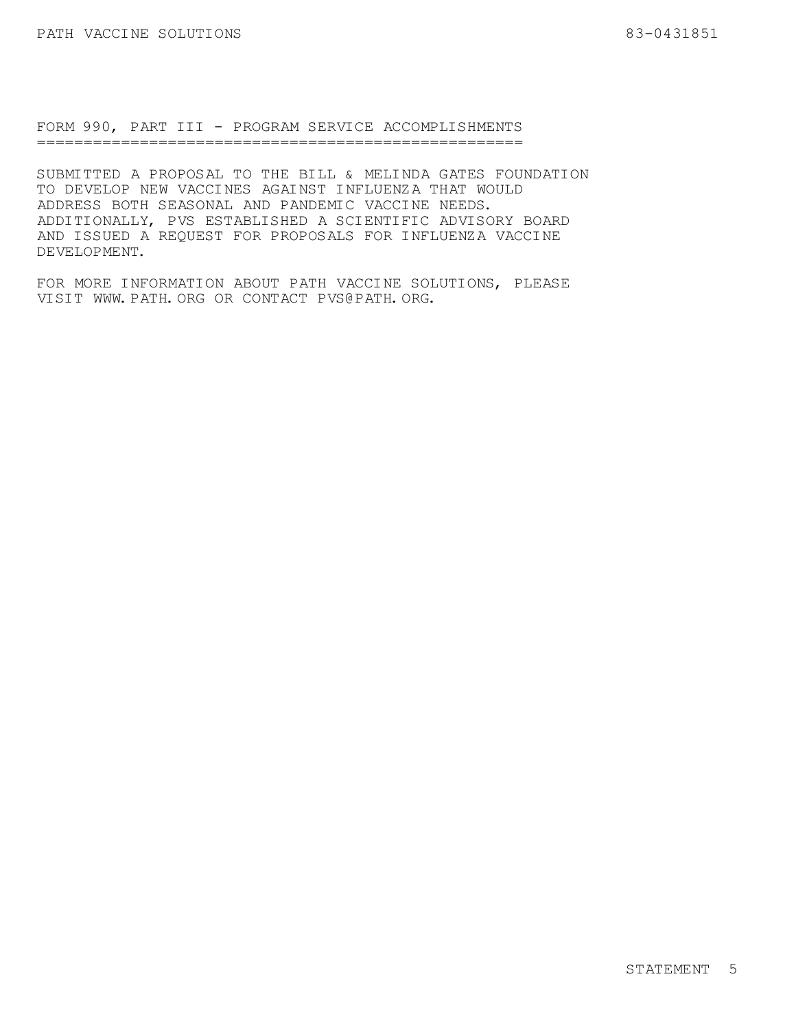## FORM 990, PART III - PROGRAM SERVICE ACCOMPLISHMENTS

SUBMITTED A PROPOSAL TO THE BILL & MELINDA GATES FOUNDATION TO DEVELOP NEW VACCINES AGAINST INFLUENZA THAT WOULD ADDRESS BOTH SEASONAL AND PANDEMIC VACCINE NEEDS. ADDITIONALLY, PVS ESTABLISHED A SCIENTIFIC ADVISORY BOARD AND ISSUED A REQUEST FOR PROPOSALS FOR INFLUENZA VACCINE DEVELOPMENT.

FOR MORE INFORMATION ABOUT PATH VACCINE SOLUTIONS, PLEASE VISIT WWW.PATH.ORG OR CONTACT PVS@PATH.ORG.

STATEMENT 5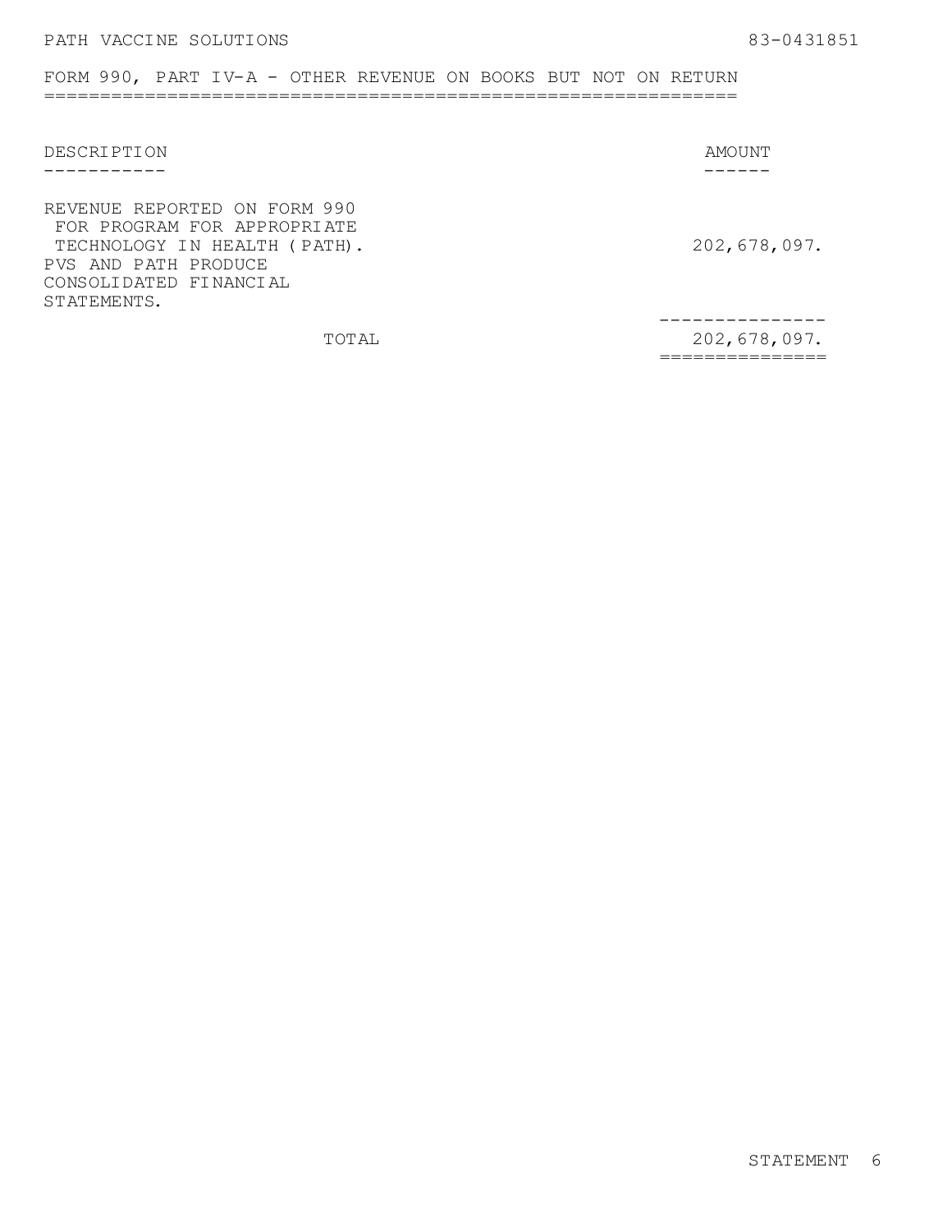PATH VACCINE SOLUTIONS 83-0431851

## FORM 990, PART IV-A - OTHER REVENUE ON BOOKS BUT NOT ON RETURN

| DESCRIPTION | AMOUNT |
| --- | --- |
| REVENUE REPORTED ON FORM 990 FOR PROGRAM FOR APPROPRIATE TECHNOLOGY IN HEALTH (PATH). PVS AND PATH PRODUCE CONSOLIDATED FINANCIAL STATEMENTS. | 202,678,097. |
| TOTAL | 202,678,097. |

STATEMENT 6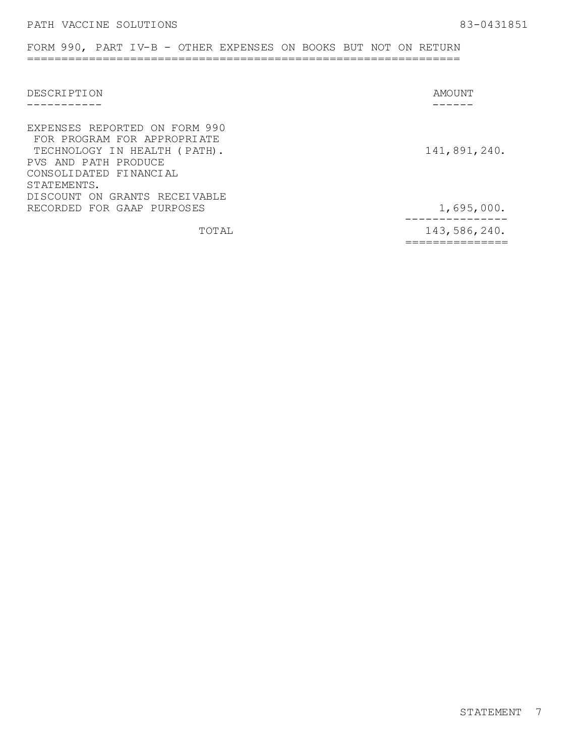PATH VACCINE SOLUTIONS 83-0431851

## FORM 990, PART IV-B - OTHER EXPENSES ON BOOKS BUT NOT ON RETURN

| DESCRIPTION | AMOUNT |
| --- | --- |
| EXPENSES REPORTED ON FORM 990 FOR PROGRAM FOR APPROPRIATE TECHNOLOGY IN HEALTH (PATH). PVS AND PATH PRODUCE CONSOLIDATED FINANCIAL STATEMENTS. | 141,891,240. |
| DISCOUNT ON GRANTS RECEIVABLE RECORDED FOR GAAP PURPOSES | 1,695,000. |
| TOTAL | 143,586,240. |

STATEMENT 7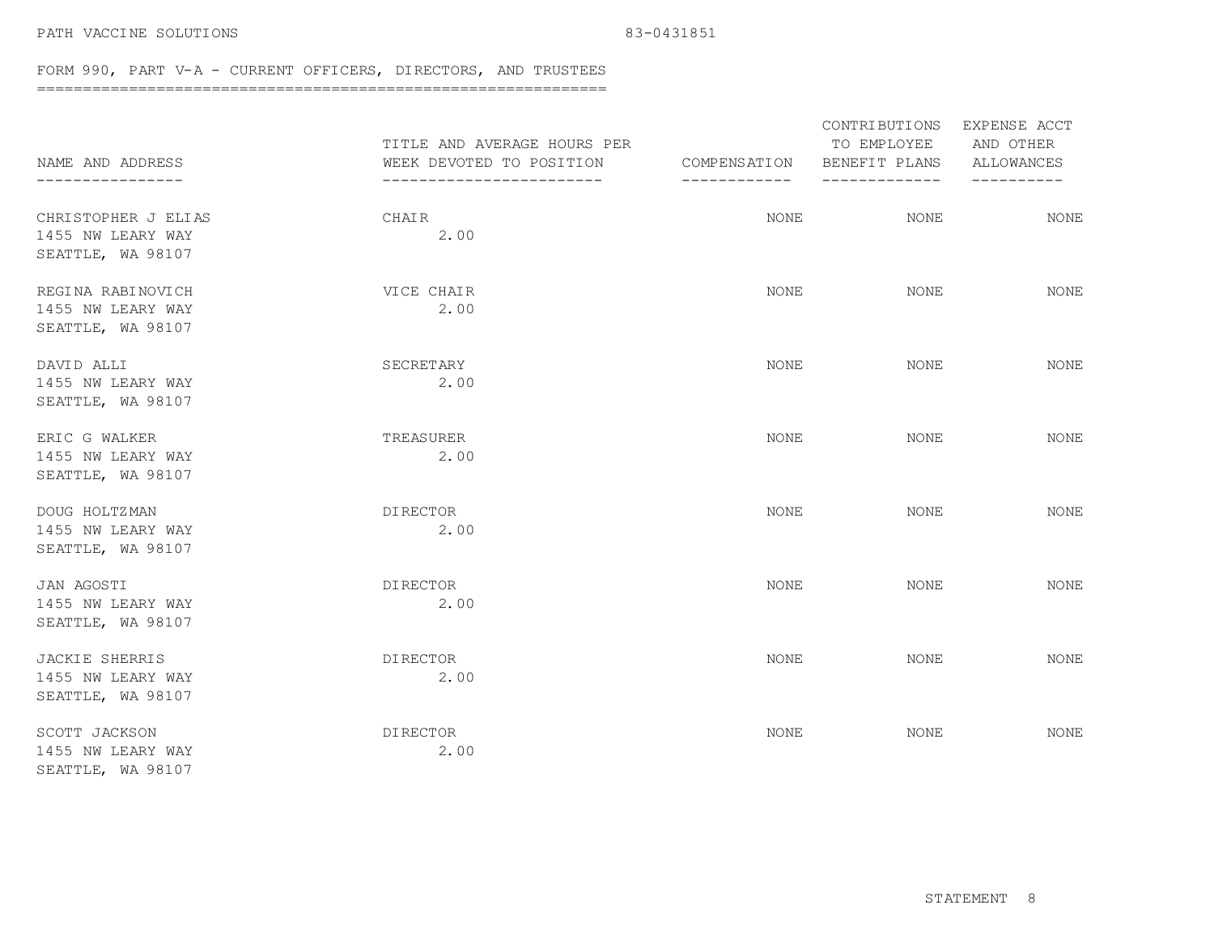PATH VACCINE SOLUTIONS 83-0431851

## FORM 990, PART V-A - CURRENT OFFICERS, DIRECTORS, AND TRUSTEES

| NAME AND ADDRESS | TITLE AND AVERAGE HOURS PER WEEK DEVOTED TO POSITION | COMPENSATION | CONTRIBUTIONS TO EMPLOYEE BENEFIT PLANS | EXPENSE ACCT AND OTHER ALLOWANCES |
|---|---|---|---|---|
| CHRISTOPHER J ELIAS<br>1455 NW LEARY WAY<br>SEATTLE, WA 98107 | CHAIR<br>2.00 | NONE | NONE | NONE |
| REGINA RABINOVICH<br>1455 NW LEARY WAY<br>SEATTLE, WA 98107 | VICE CHAIR<br>2.00 | NONE | NONE | NONE |
| DAVID ALLI<br>1455 NW LEARY WAY<br>SEATTLE, WA 98107 | SECRETARY<br>2.00 | NONE | NONE | NONE |
| ERIC G WALKER<br>1455 NW LEARY WAY<br>SEATTLE, WA 98107 | TREASURER<br>2.00 | NONE | NONE | NONE |
| DOUG HOLTZMAN<br>1455 NW LEARY WAY<br>SEATTLE, WA 98107 | DIRECTOR<br>2.00 | NONE | NONE | NONE |
| JAN AGOSTI<br>1455 NW LEARY WAY<br>SEATTLE, WA 98107 | DIRECTOR<br>2.00 | NONE | NONE | NONE |
| JACKIE SHERRIS<br>1455 NW LEARY WAY<br>SEATTLE, WA 98107 | DIRECTOR<br>2.00 | NONE | NONE | NONE |
| SCOTT JACKSON<br>1455 NW LEARY WAY<br>SEATTLE, WA 98107 | DIRECTOR<br>2.00 | NONE | NONE | NONE |

STATEMENT 8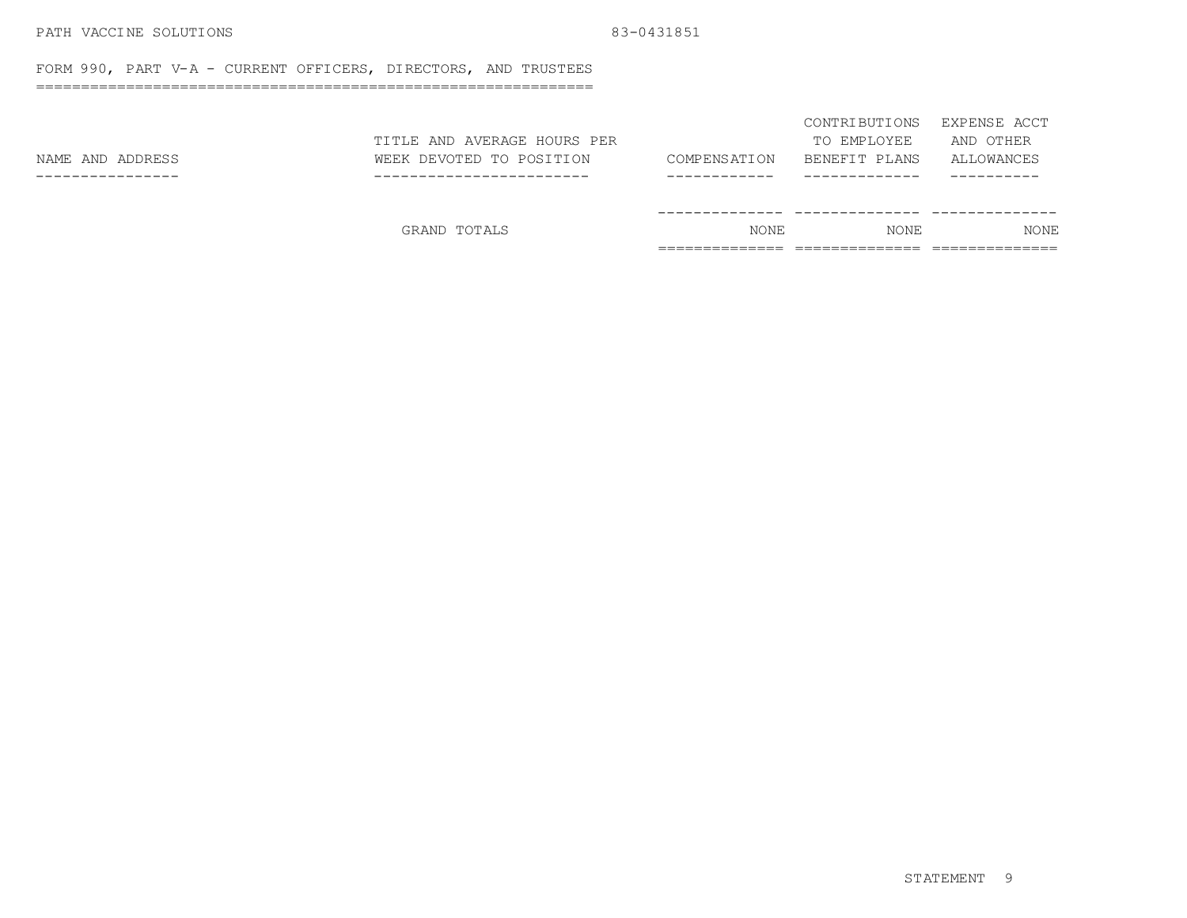PATH VACCINE SOLUTIONS 83-0431851

## FORM 990, PART V-A - CURRENT OFFICERS, DIRECTORS, AND TRUSTEES

| NAME AND ADDRESS | TITLE AND AVERAGE HOURS PER WEEK DEVOTED TO POSITION | COMPENSATION | CONTRIBUTIONS TO EMPLOYEE BENEFIT PLANS | EXPENSE ACCT AND OTHER ALLOWANCES |
|---|---|---|---|---|
| | GRAND TOTALS | NONE | NONE | NONE |

STATEMENT 9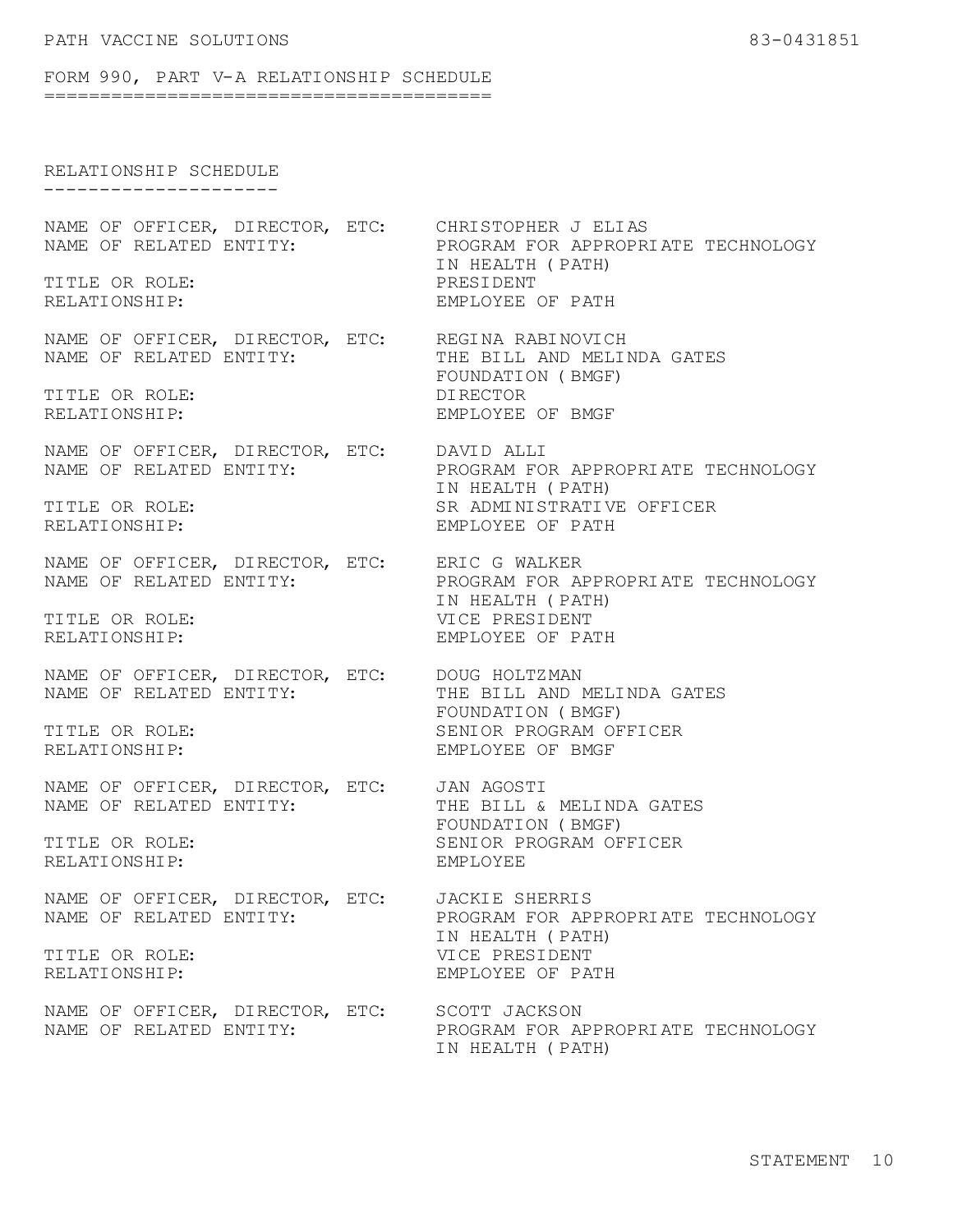PATH VACCINE SOLUTIONS 83-0431851

## FORM 990, PART V-A RELATIONSHIP SCHEDULE

### RELATIONSHIP SCHEDULE

NAME OF OFFICER, DIRECTOR, ETC: CHRISTOPHER J ELIAS
NAME OF RELATED ENTITY: PROGRAM FOR APPROPRIATE TECHNOLOGY IN HEALTH (PATH)
TITLE OR ROLE: PRESIDENT
RELATIONSHIP: EMPLOYEE OF PATH

NAME OF OFFICER, DIRECTOR, ETC: REGINA RABINOVICH
NAME OF RELATED ENTITY: THE BILL AND MELINDA GATES FOUNDATION (BMGF)
TITLE OR ROLE: DIRECTOR
RELATIONSHIP: EMPLOYEE OF BMGF

NAME OF OFFICER, DIRECTOR, ETC: DAVID ALLI
NAME OF RELATED ENTITY: PROGRAM FOR APPROPRIATE TECHNOLOGY IN HEALTH (PATH)
TITLE OR ROLE: SR ADMINISTRATIVE OFFICER
RELATIONSHIP: EMPLOYEE OF PATH

NAME OF OFFICER, DIRECTOR, ETC: ERIC G WALKER
NAME OF RELATED ENTITY: PROGRAM FOR APPROPRIATE TECHNOLOGY IN HEALTH (PATH)
TITLE OR ROLE: VICE PRESIDENT
RELATIONSHIP: EMPLOYEE OF PATH

NAME OF OFFICER, DIRECTOR, ETC: DOUG HOLTZMAN
NAME OF RELATED ENTITY: THE BILL AND MELINDA GATES FOUNDATION (BMGF)
TITLE OR ROLE: SENIOR PROGRAM OFFICER
RELATIONSHIP: EMPLOYEE OF BMGF

NAME OF OFFICER, DIRECTOR, ETC: JAN AGOSTI
NAME OF RELATED ENTITY: THE BILL & MELINDA GATES FOUNDATION (BMGF)
TITLE OR ROLE: SENIOR PROGRAM OFFICER
RELATIONSHIP: EMPLOYEE

NAME OF OFFICER, DIRECTOR, ETC: JACKIE SHERRIS
NAME OF RELATED ENTITY: PROGRAM FOR APPROPRIATE TECHNOLOGY IN HEALTH (PATH)
TITLE OR ROLE: VICE PRESIDENT
RELATIONSHIP: EMPLOYEE OF PATH

NAME OF OFFICER, DIRECTOR, ETC: SCOTT JACKSON
NAME OF RELATED ENTITY: PROGRAM FOR APPROPRIATE TECHNOLOGY IN HEALTH (PATH)

STATEMENT 10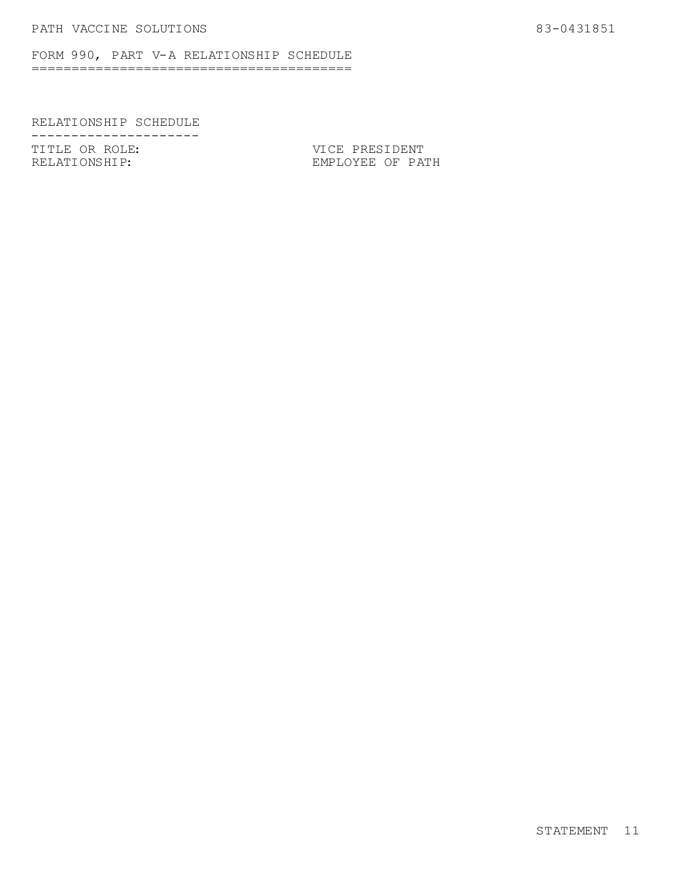PATH VACCINE SOLUTIONS 83-0431851

## FORM 990, PART V-A RELATIONSHIP SCHEDULE

### RELATIONSHIP SCHEDULE

| | |
|---|---|
| TITLE OR ROLE: | VICE PRESIDENT |
| RELATIONSHIP: | EMPLOYEE OF PATH |

STATEMENT 11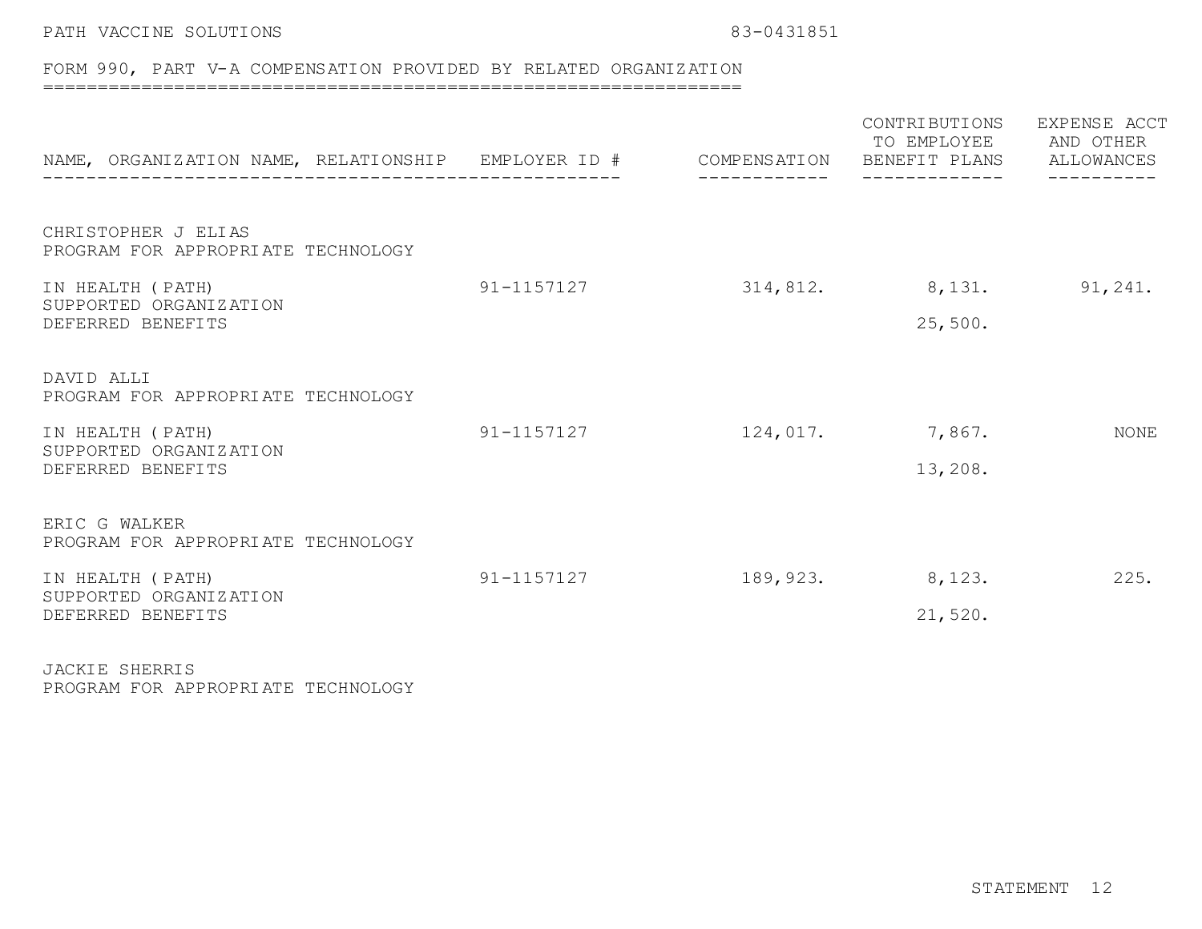PATH VACCINE SOLUTIONS 83-0431851

FORM 990, PART V-A COMPENSATION PROVIDED BY RELATED ORGANIZATION

| NAME, ORGANIZATION NAME, RELATIONSHIP | EMPLOYER ID # | COMPENSATION | CONTRIBUTIONS TO EMPLOYEE BENEFIT PLANS | EXPENSE ACCT AND OTHER ALLOWANCES |
|---|---|---|---|---|
| CHRISTOPHER J ELIAS<br>PROGRAM FOR APPROPRIATE TECHNOLOGY<br>IN HEALTH (PATH)<br>SUPPORTED ORGANIZATION<br>DEFERRED BENEFITS | 91-1157127 | 314,812. | 8,131.<br>25,500. | 91,241. |
| DAVID ALLI<br>PROGRAM FOR APPROPRIATE TECHNOLOGY<br>IN HEALTH (PATH)<br>SUPPORTED ORGANIZATION<br>DEFERRED BENEFITS | 91-1157127 | 124,017. | 7,867.<br>13,208. | NONE |
| ERIC G WALKER<br>PROGRAM FOR APPROPRIATE TECHNOLOGY<br>IN HEALTH (PATH)<br>SUPPORTED ORGANIZATION<br>DEFERRED BENEFITS | 91-1157127 | 189,923. | 8,123.<br>21,520. | 225. |
| JACKIE SHERRIS<br>PROGRAM FOR APPROPRIATE TECHNOLOGY | | | | |

STATEMENT 12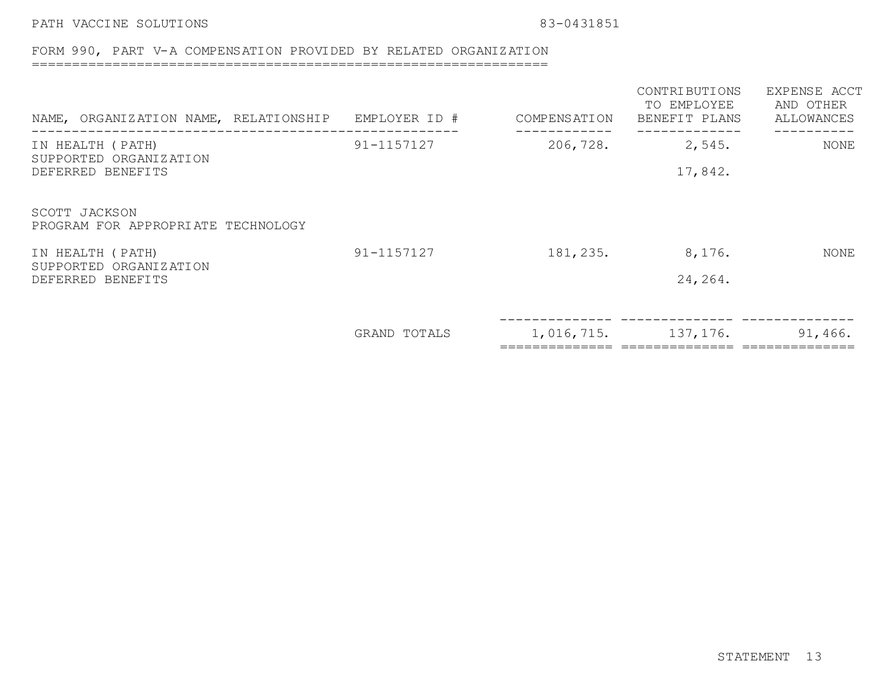PATH VACCINE SOLUTIONS 83-0431851

## FORM 990, PART V-A COMPENSATION PROVIDED BY RELATED ORGANIZATION

| NAME, ORGANIZATION NAME, RELATIONSHIP | EMPLOYER ID # | COMPENSATION | CONTRIBUTIONS TO EMPLOYEE BENEFIT PLANS | EXPENSE ACCT AND OTHER ALLOWANCES |
|---|---|---|---|---|
| IN HEALTH (PATH) SUPPORTED ORGANIZATION | 91-1157127 | 206,728. | 2,545. | NONE |
| DEFERRED BENEFITS | | | 17,842. | |
| SCOTT JACKSON PROGRAM FOR APPROPRIATE TECHNOLOGY | | | | |
| IN HEALTH (PATH) SUPPORTED ORGANIZATION | 91-1157127 | 181,235. | 8,176. | NONE |
| DEFERRED BENEFITS | | | 24,264. | |
| | GRAND TOTALS | 1,016,715. | 137,176. | 91,466. |

STATEMENT 13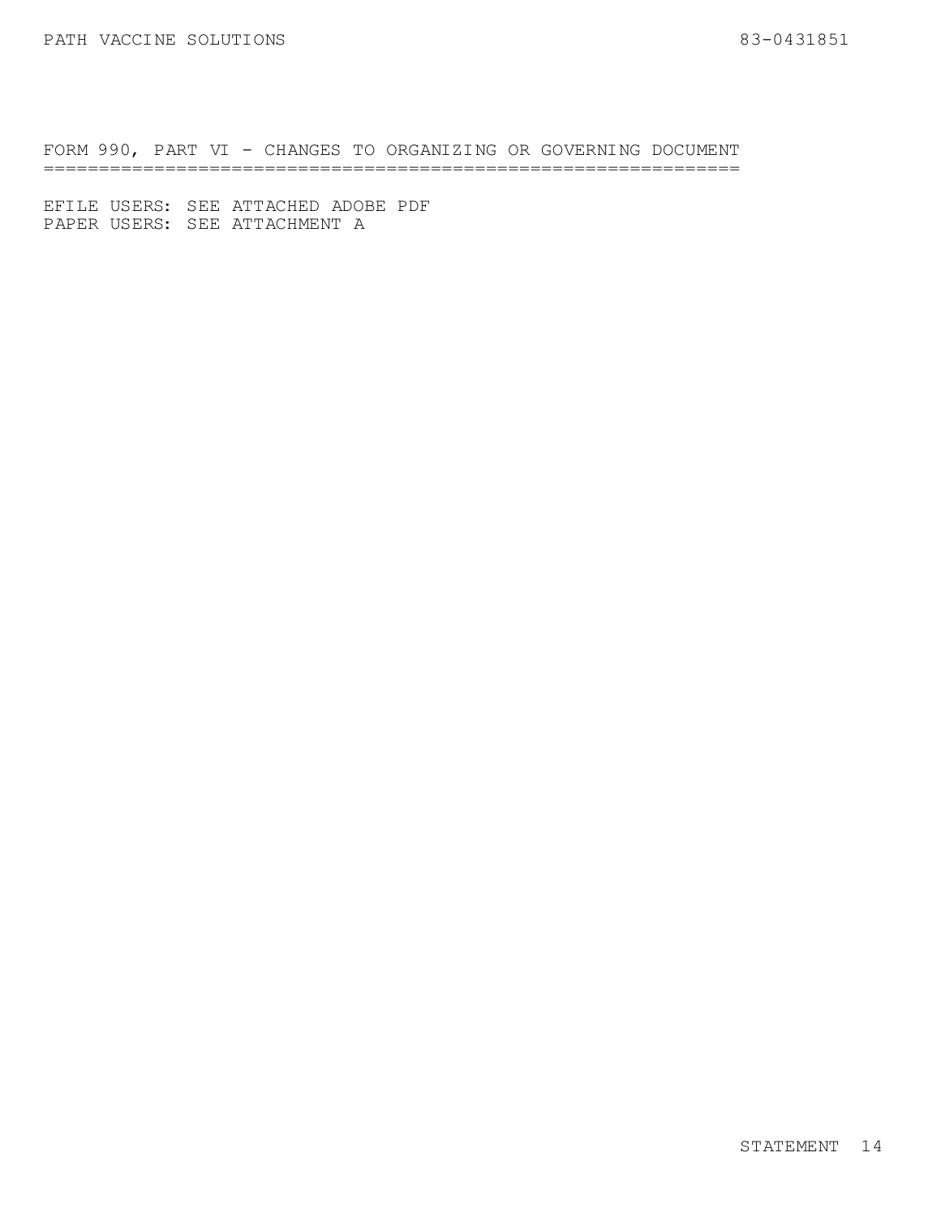## FORM 990, PART VI - CHANGES TO ORGANIZING OR GOVERNING DOCUMENT

EFILE USERS: SEE ATTACHED ADOBE PDF
PAPER USERS: SEE ATTACHMENT A

STATEMENT 14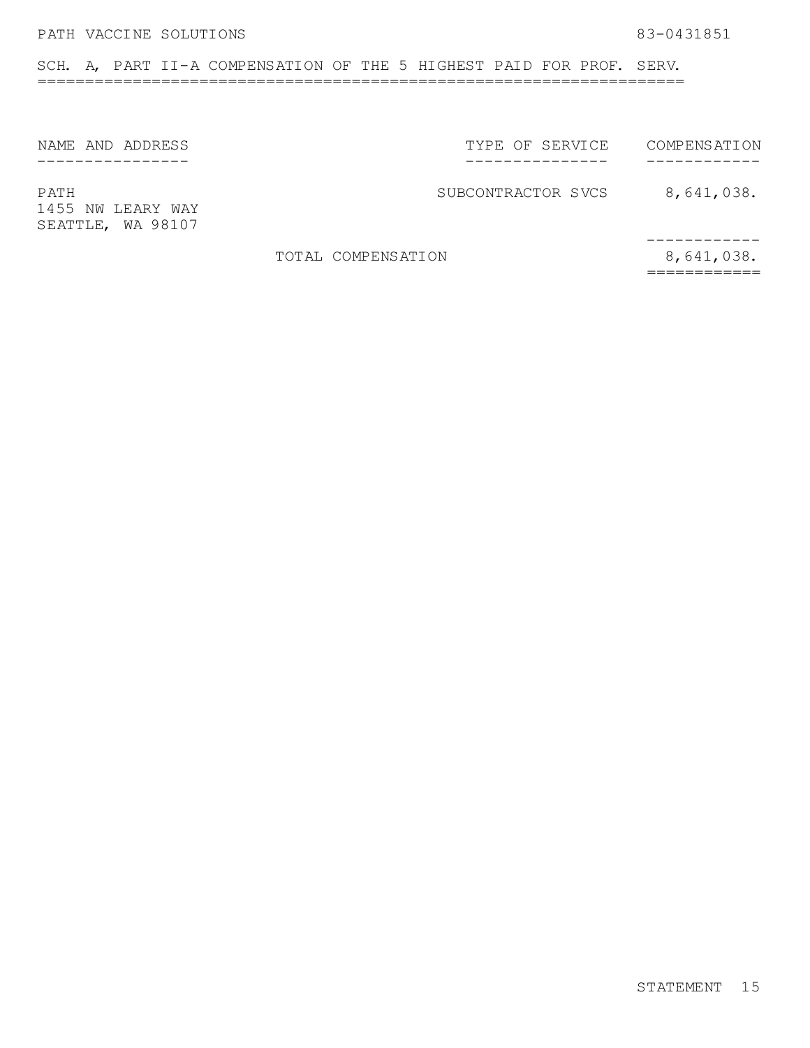PATH VACCINE SOLUTIONS 83-0431851

## SCH. A, PART II-A COMPENSATION OF THE 5 HIGHEST PAID FOR PROF. SERV.

| NAME AND ADDRESS | TYPE OF SERVICE | COMPENSATION |
|---|---|---|
| PATH<br>1455 NW LEARY WAY<br>SEATTLE, WA 98107 | SUBCONTRACTOR SVCS | 8,641,038. |
| TOTAL COMPENSATION | | 8,641,038. |

STATEMENT 15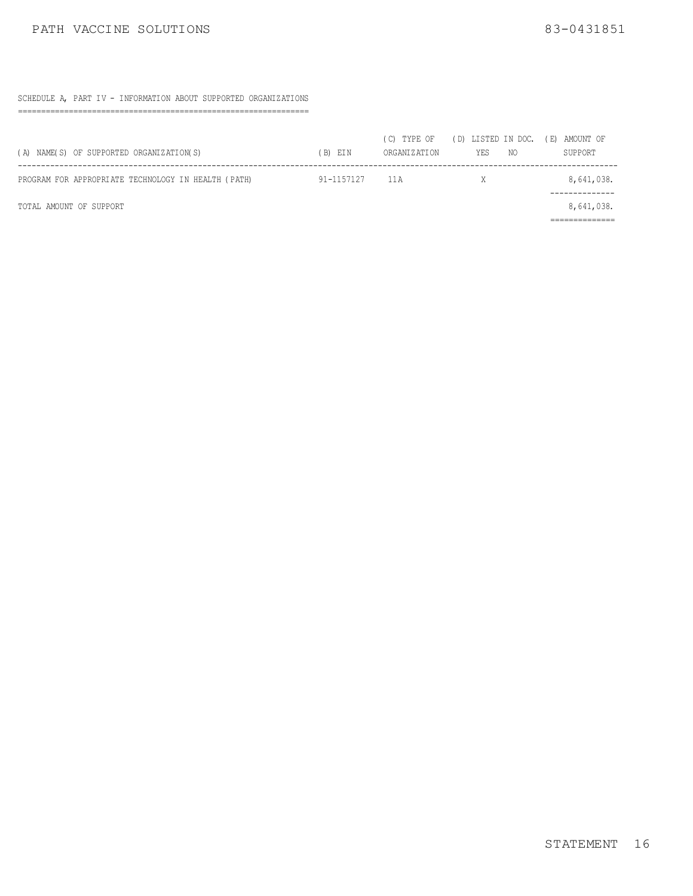PATH VACCINE SOLUTIONS 83-0431851

## SCHEDULE A, PART IV - INFORMATION ABOUT SUPPORTED ORGANIZATIONS

| (A) NAME(S) OF SUPPORTED ORGANIZATION(S) | (B) EIN | (C) TYPE OF ORGANIZATION | (D) LISTED IN DOC. YES | NO | (E) AMOUNT OF SUPPORT |
|---|---|---|---|---|---|
| PROGRAM FOR APPROPRIATE TECHNOLOGY IN HEALTH (PATH) | 91-1157127 | 11A | X | | 8,641,038. |
| TOTAL AMOUNT OF SUPPORT | | | | | 8,641,038. |

STATEMENT 16